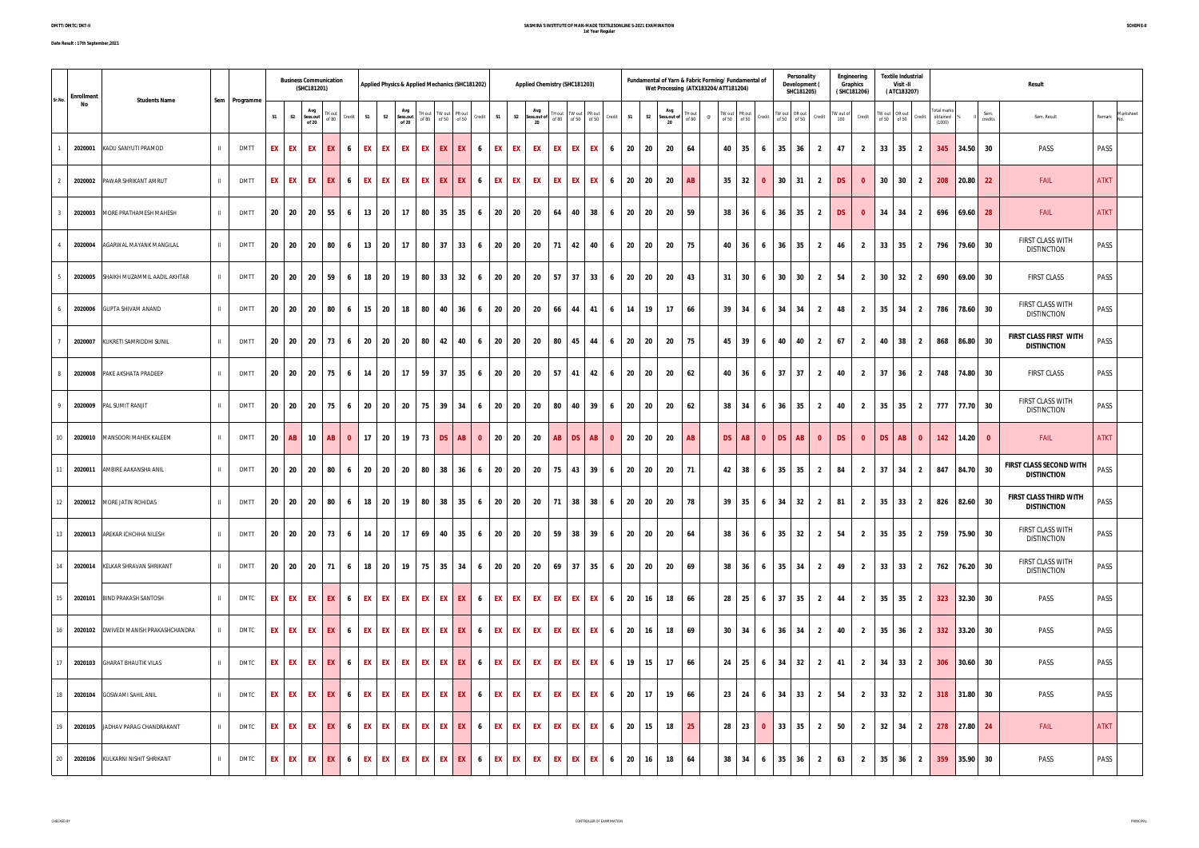DMTT/DMTC/DKT-II

SASMIRA'S INSTITUTE OF MAN-MADE TEXTILESONLINE S-2021 EXAMINATION
1st Year Regular

SCHEME-II

Date Result : 17th September,2021

| Sr.No. | Enrollment No | Students Name | Sem | Programme | Business Communication (SHC181201) | | | | | Applied Physics & Applied Mechanics (SHC181202) | | | | | | | Applied Chemistry (SHC181203) | | | | | | | Fundamental of Yarn & Fabric Forming/ Fundamental of Wet Processing (ATX183204/ATT181204) | | | | | | | | Personality Development ( SHC181205) | | | Engineering Graphics ( SHC181206) | | Textile Industrial Visit -II ( ATC183207) | | | Result | | | | | | |
|---|---|---|---|---|---|---|---|---|---|---|---|---|---|---|---|---|---|---|---|---|---|---|---|---|---|---|---|---|---|---|---|---|---|---|---|---|---|---|---|---|---|---|---|---|---|---|
| | | | | | S1 | S2 | Avg Sess.out of 20 | TH out of 80 | Credit | S1 | S2 | Avg Sess.out of 20 | TH out of 80 | TW out of 50 | PR out of 50 | Credit | S1 | S2 | Avg Sess.out of 20 | TH out of 80 | TW out of 50 | PR out of 50 | Credit | S1 | S2 | Avg Sess.out of 20 | TH out of 80 | @ | TW out of 50 | PR out of 50 | Credit | TW out of 50 | OR out of 50 | Credit | TW out of 100 | Credit | TW out of 50 | OR out of 50 | Credit | Total marks obtained (1000) | % | Sem. credits | Sem. Result | Remark | Marksheet No. |
| 1 | 2020001 | KADU SANYUTI PRAMOD | II | DMTT | EX | EX | EX | EX | 6 | EX | EX | EX | EX | EX | EX | 6 | EX | EX | EX | EX | EX | EX | 6 | 20 | 20 | 20 | 64 | | 40 | 35 | 6 | 35 | 36 | 2 | 47 | 2 | 33 | 35 | 2 | 345 | 34.50 | 30 | PASS | PASS | |
| 2 | 2020002 | PAWAR SHRIKANT AMRUT | II | DMTT | EX | EX | EX | EX | 6 | EX | EX | EX | EX | EX | EX | 6 | EX | EX | EX | EX | EX | EX | 6 | 20 | 20 | 20 | AB | | 35 | 32 | 0 | 30 | 31 | 2 | DS | 0 | 30 | 30 | 2 | 208 | 20.80 | 22 | FAIL | ATKT | |
| 3 | 2020003 | MORE PRATHAMESH MAHESH | II | DMTT | 20 | 20 | 20 | 55 | 6 | 13 | 20 | 17 | 80 | 35 | 35 | 6 | 20 | 20 | 20 | 64 | 40 | 38 | 6 | 20 | 20 | 20 | 59 | | 38 | 36 | 6 | 36 | 35 | 2 | DS | 0 | 34 | 34 | 2 | 696 | 69.60 | 28 | FAIL | ATKT | |
| 4 | 2020004 | AGARWAL MAYANK MANGILAL | II | DMTT | 20 | 20 | 20 | 80 | 6 | 13 | 20 | 17 | 80 | 37 | 33 | 6 | 20 | 20 | 20 | 71 | 42 | 40 | 6 | 20 | 20 | 20 | 75 | | 40 | 36 | 6 | 36 | 35 | 2 | 46 | 2 | 33 | 35 | 2 | 796 | 79.60 | 30 | FIRST CLASS WITH DISTINCTION | PASS | |
| 5 | 2020005 | SHAIKH MUZAMMIL AADIL AKHTAR | II | DMTT | 20 | 20 | 20 | 59 | 6 | 18 | 20 | 19 | 80 | 33 | 32 | 6 | 20 | 20 | 20 | 57 | 37 | 33 | 6 | 20 | 20 | 20 | 43 | | 31 | 30 | 6 | 30 | 30 | 2 | 54 | 2 | 30 | 32 | 2 | 690 | 69.00 | 30 | FIRST CLASS | PASS | |
| 6 | 2020006 | GUPTA SHIVAM ANAND | II | DMTT | 20 | 20 | 20 | 80 | 6 | 15 | 20 | 18 | 80 | 40 | 36 | 6 | 20 | 20 | 20 | 66 | 44 | 41 | 6 | 14 | 19 | 17 | 66 | | 39 | 34 | 6 | 34 | 34 | 2 | 48 | 2 | 35 | 34 | 2 | 786 | 78.60 | 30 | FIRST CLASS WITH DISTINCTION | PASS | |
| 7 | 2020007 | KUKRETI SAMRIDDHI SUNIL | II | DMTT | 20 | 20 | 20 | 73 | 6 | 20 | 20 | 20 | 80 | 42 | 40 | 6 | 20 | 20 | 20 | 80 | 45 | 44 | 6 | 20 | 20 | 20 | 75 | | 45 | 39 | 6 | 40 | 40 | 2 | 67 | 2 | 40 | 38 | 2 | 868 | 86.80 | 30 | **FIRST CLASS FIRST WITH DISTINCTION** | PASS | |
| 8 | 2020008 | PAKE AKSHATA PRADEEP | II | DMTT | 20 | 20 | 20 | 75 | 6 | 14 | 20 | 17 | 59 | 37 | 35 | 6 | 20 | 20 | 20 | 57 | 41 | 42 | 6 | 20 | 20 | 20 | 62 | | 40 | 36 | 6 | 37 | 37 | 2 | 40 | 2 | 37 | 36 | 2 | 748 | 74.80 | 30 | FIRST CLASS | PASS | |
| 9 | 2020009 | PAL SUMIT RANJIT | II | DMTT | 20 | 20 | 20 | 75 | 6 | 20 | 20 | 20 | 75 | 39 | 34 | 6 | 20 | 20 | 20 | 80 | 40 | 39 | 6 | 20 | 20 | 20 | 62 | | 38 | 34 | 6 | 36 | 35 | 2 | 40 | 2 | 35 | 35 | 2 | 777 | 77.70 | 30 | FIRST CLASS WITH DISTINCTION | PASS | |
| 10 | 2020010 | MANSOORI MAHEK KALEEM | II | DMTT | 20 | AB | 10 | AB | 0 | 17 | 20 | 19 | 73 | DS | AB | 0 | 20 | 20 | 20 | AB | DS | AB | 0 | 20 | 20 | 20 | AB | | DS | AB | 0 | DS | AB | 0 | DS | 0 | DS | AB | 0 | 142 | 14.20 | 0 | FAIL | ATKT | |
| 11 | 2020011 | AMBIRE AAKANSHA ANIL | II | DMTT | 20 | 20 | 20 | 80 | 6 | 20 | 20 | 20 | 80 | 38 | 36 | 6 | 20 | 20 | 20 | 75 | 43 | 39 | 6 | 20 | 20 | 20 | 71 | | 42 | 38 | 6 | 35 | 35 | 2 | 84 | 2 | 37 | 34 | 2 | 847 | 84.70 | 30 | **FIRST CLASS SECOND WITH DISTINCTION** | PASS | |
| 12 | 2020012 | MORE JATIN ROHIDAS | II | DMTT | 20 | 20 | 20 | 80 | 6 | 18 | 20 | 19 | 80 | 38 | 35 | 6 | 20 | 20 | 20 | 71 | 38 | 38 | 6 | 20 | 20 | 20 | 78 | | 39 | 35 | 6 | 34 | 32 | 2 | 81 | 2 | 35 | 33 | 2 | 826 | 82.60 | 30 | **FIRST CLASS THIRD WITH DISTINCTION** | PASS | |
| 13 | 2020013 | AREKAR ICHCHHA NILESH | II | DMTT | 20 | 20 | 20 | 73 | 6 | 14 | 20 | 17 | 69 | 40 | 35 | 6 | 20 | 20 | 20 | 59 | 38 | 39 | 6 | 20 | 20 | 20 | 64 | | 38 | 36 | 6 | 35 | 32 | 2 | 54 | 2 | 35 | 35 | 2 | 759 | 75.90 | 30 | FIRST CLASS WITH DISTINCTION | PASS | |
| 14 | 2020014 | KELKAR SHRAVAN SHRIKANT | II | DMTT | 20 | 20 | 20 | 71 | 6 | 18 | 20 | 19 | 75 | 35 | 34 | 6 | 20 | 20 | 20 | 69 | 37 | 35 | 6 | 20 | 20 | 20 | 69 | | 38 | 36 | 6 | 35 | 34 | 2 | 49 | 2 | 33 | 33 | 2 | 762 | 76.20 | 30 | FIRST CLASS WITH DISTINCTION | PASS | |
| 15 | 2020101 | BIND PRAKASH SANTOSH | II | DMTC | EX | EX | EX | EX | 6 | EX | EX | EX | EX | EX | EX | 6 | EX | EX | EX | EX | EX | EX | 6 | 20 | 16 | 18 | 66 | | 28 | 25 | 6 | 37 | 35 | 2 | 44 | 2 | 35 | 35 | 2 | 323 | 32.30 | 30 | PASS | PASS | |
| 16 | 2020102 | DWIVEDI MANISH PRAKASHCHANDRA | II | DMTC | EX | EX | EX | EX | 6 | EX | EX | EX | EX | EX | EX | 6 | EX | EX | EX | EX | EX | EX | 6 | 20 | 16 | 18 | 69 | | 30 | 34 | 6 | 36 | 34 | 2 | 40 | 2 | 35 | 36 | 2 | 332 | 33.20 | 30 | PASS | PASS | |
| 17 | 2020103 | GHARAT BHAUTIK VILAS | II | DMTC | EX | EX | EX | EX | 6 | EX | EX | EX | EX | EX | EX | 6 | EX | EX | EX | EX | EX | EX | 6 | 19 | 15 | 17 | 66 | | 24 | 25 | 6 | 34 | 32 | 2 | 41 | 2 | 34 | 33 | 2 | 306 | 30.60 | 30 | PASS | PASS | |
| 18 | 2020104 | GOSWAMI SAHIL ANIL | II | DMTC | EX | EX | EX | EX | 6 | EX | EX | EX | EX | EX | EX | 6 | EX | EX | EX | EX | EX | EX | 6 | 20 | 17 | 19 | 66 | | 23 | 24 | 6 | 34 | 33 | 2 | 54 | 2 | 33 | 32 | 2 | 318 | 31.80 | 30 | PASS | PASS | |
| 19 | 2020105 | JADHAV PARAG CHANDRAKANT | II | DMTC | EX | EX | EX | EX | 6 | EX | EX | EX | EX | EX | EX | 6 | EX | EX | EX | EX | EX | EX | 6 | 20 | 15 | 18 | 25 | | 28 | 23 | 0 | 33 | 35 | 2 | 50 | 2 | 32 | 34 | 2 | 278 | 27.80 | 24 | FAIL | ATKT | |
| 20 | 2020106 | KULKARNI NISHIT SHRIKANT | II | DMTC | EX | EX | EX | EX | 6 | EX | EX | EX | EX | EX | EX | 6 | EX | EX | EX | EX | EX | EX | 6 | 20 | 16 | 18 | 64 | | 38 | 34 | 6 | 35 | 36 | 2 | 63 | 2 | 35 | 36 | 2 | 359 | 35.90 | 30 | PASS | PASS | |

CHECKED BY | CONTROLLER OF EXAMINATION | PRINCIPAL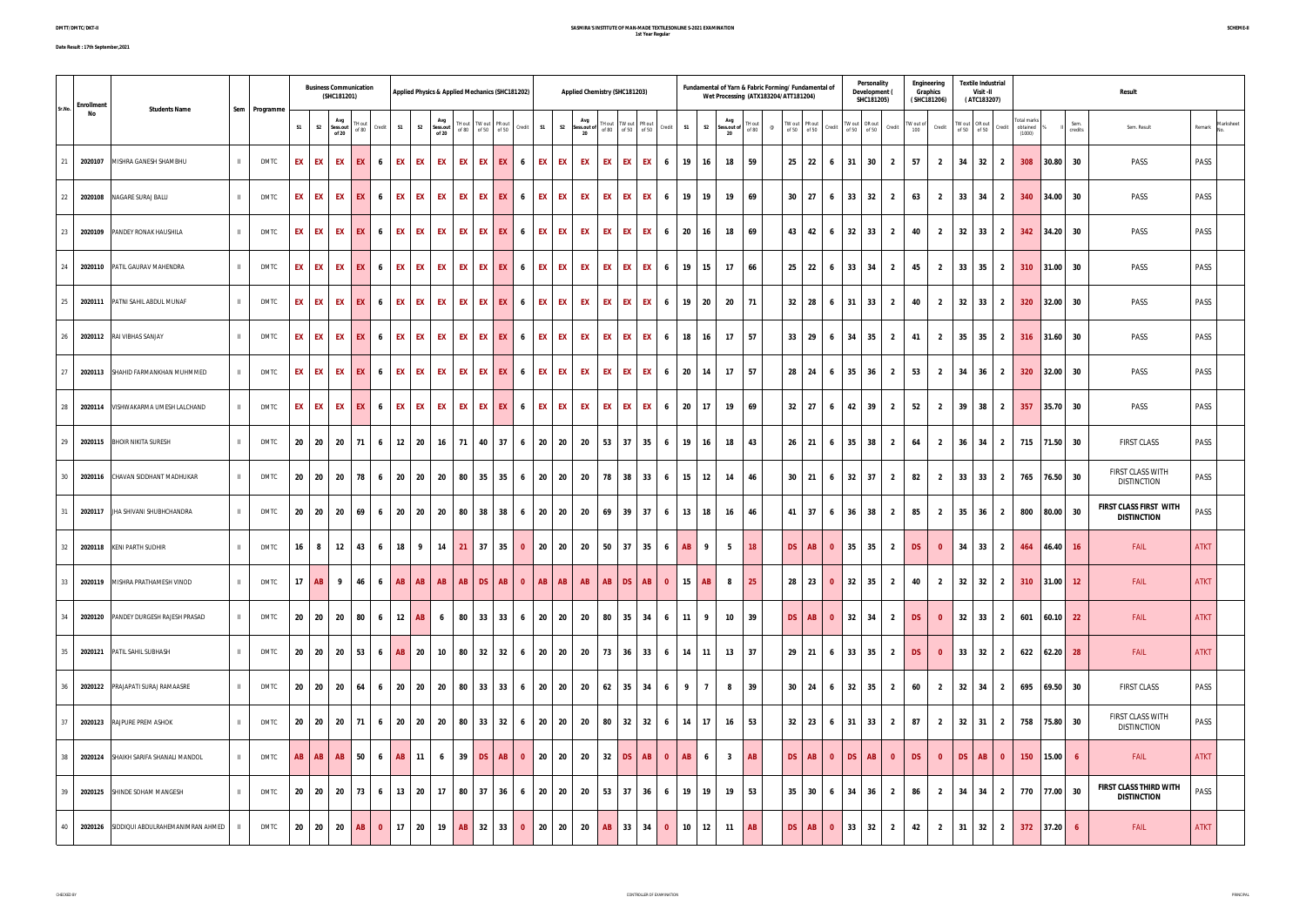| Sr.No. | Enrollment No | Students Name | Sem | Programme | Business Communication (SHC181201) | | | | | Applied Physics & Applied Mechanics (SHC181202) | | | | | | | Applied Chemistry (SHC181203) | | | | | | | Fundamental of Yarn & Fabric Forming/ Fundamental of Wet Processing (ATX183204/ATT181204) | | | | | | | | Personality Development ( SHC181205) | | | Engineering Graphics ( SHC181206) | | Textile Industrial Visit -II ( ATC183207) | | | Result | | | | | | |
|---|---|---|---|---|---|---|---|---|---|---|---|---|---|---|---|---|---|---|---|---|---|---|---|---|---|---|---|---|---|---|---|---|---|---|---|---|---|---|---|---|---|---|---|---|---|---|
| | | | | | S1 | S2 | Avg Sess.out of 20 | TH out of 80 | Credit | S1 | S2 | Avg Sess.out of 20 | TH out of 80 | TW out of 50 | PR out of 50 | Credit | S1 | S2 | Avg Sess.out of 20 | TH out of 80 | TW out of 50 | PR out of 50 | Credit | S1 | S2 | Avg Sess.out of 20 | TH out of 80 | @ | TW out of 50 | PR out of 50 | Credit | TW out of 50 | OR out of 50 | Credit | TW out of 100 | Credit | TW out of 50 | OR out of 50 | Credit | Total marks obtained (1000) | % | II | Sem. credits | Sem. Result | Remark | Marksheet No. |
| 21 | 2020107 | MISHRA GANESH SHAMBHU | II | DMTC | EX | EX | EX | EX | 6 | EX | EX | EX | EX | EX | EX | 6 | EX | EX | EX | EX | EX | EX | 6 | 19 | 16 | 18 | 59 | | 25 | 22 | 6 | 31 | 30 | 2 | 57 | 2 | 34 | 32 | 2 | 308 | 30.80 | | 30 | PASS | PASS | |
| 22 | 2020108 | NAGARE SURAJ BALU | II | DMTC | EX | EX | EX | EX | 6 | EX | EX | EX | EX | EX | EX | 6 | EX | EX | EX | EX | EX | EX | 6 | 19 | 19 | 19 | 69 | | 30 | 27 | 6 | 33 | 32 | 2 | 63 | 2 | 33 | 34 | 2 | 340 | 34.00 | | 30 | PASS | PASS | |
| 23 | 2020109 | PANDEY RONAK HAUSHILA | II | DMTC | EX | EX | EX | EX | 6 | EX | EX | EX | EX | EX | EX | 6 | EX | EX | EX | EX | EX | EX | 6 | 20 | 16 | 18 | 69 | | 43 | 42 | 6 | 32 | 33 | 2 | 40 | 2 | 32 | 33 | 2 | 342 | 34.20 | | 30 | PASS | PASS | |
| 24 | 2020110 | PATIL GAURAV MAHENDRA | II | DMTC | EX | EX | EX | EX | 6 | EX | EX | EX | EX | EX | EX | 6 | EX | EX | EX | EX | EX | EX | 6 | 19 | 15 | 17 | 66 | | 25 | 22 | 6 | 33 | 34 | 2 | 45 | 2 | 33 | 35 | 2 | 310 | 31.00 | | 30 | PASS | PASS | |
| 25 | 2020111 | PATNI SAHIL ABDUL MUNAF | II | DMTC | EX | EX | EX | EX | 6 | EX | EX | EX | EX | EX | EX | 6 | EX | EX | EX | EX | EX | EX | 6 | 19 | 20 | 20 | 71 | | 32 | 28 | 6 | 31 | 33 | 2 | 40 | 2 | 32 | 33 | 2 | 320 | 32.00 | | 30 | PASS | PASS | |
| 26 | 2020112 | RAI VIBHAS SANJAY | II | DMTC | EX | EX | EX | EX | 6 | EX | EX | EX | EX | EX | EX | 6 | EX | EX | EX | EX | EX | EX | 6 | 18 | 16 | 17 | 57 | | 33 | 29 | 6 | 34 | 35 | 2 | 41 | 2 | 35 | 35 | 2 | 316 | 31.60 | | 30 | PASS | PASS | |
| 27 | 2020113 | SHAHID FARMANKHAN MUHMMED | II | DMTC | EX | EX | EX | EX | 6 | EX | EX | EX | EX | EX | EX | 6 | EX | EX | EX | EX | EX | EX | 6 | 20 | 14 | 17 | 57 | | 28 | 24 | 6 | 35 | 36 | 2 | 53 | 2 | 34 | 36 | 2 | 320 | 32.00 | | 30 | PASS | PASS | |
| 28 | 2020114 | VISHWAKARMA UMESH LALCHAND | II | DMTC | EX | EX | EX | EX | 6 | EX | EX | EX | EX | EX | EX | 6 | EX | EX | EX | EX | EX | EX | 6 | 20 | 17 | 19 | 69 | | 32 | 27 | 6 | 42 | 39 | 2 | 52 | 2 | 39 | 38 | 2 | 357 | 35.70 | | 30 | PASS | PASS | |
| 29 | 2020115 | BHOIR NIKITA SURESH | II | DMTC | 20 | 20 | 20 | 71 | 6 | 12 | 20 | 16 | 71 | 40 | 37 | 6 | 20 | 20 | 20 | 53 | 37 | 35 | 6 | 19 | 16 | 18 | 43 | | 26 | 21 | 6 | 35 | 38 | 2 | 64 | 2 | 36 | 34 | 2 | 715 | 71.50 | | 30 | FIRST CLASS | PASS | |
| 30 | 2020116 | CHAVAN SIDDHANT MADHUKAR | II | DMTC | 20 | 20 | 20 | 78 | 6 | 20 | 20 | 20 | 80 | 35 | 35 | 6 | 20 | 20 | 20 | 78 | 38 | 33 | 6 | 15 | 12 | 14 | 46 | | 30 | 21 | 6 | 32 | 37 | 2 | 82 | 2 | 33 | 33 | 2 | 765 | 76.50 | | 30 | FIRST CLASS WITH DISTINCTION | PASS | |
| 31 | 2020117 | JHA SHIVANI SHUBHCHANDRA | II | DMTC | 20 | 20 | 20 | 69 | 6 | 20 | 20 | 20 | 80 | 38 | 38 | 6 | 20 | 20 | 20 | 69 | 39 | 37 | 6 | 13 | 18 | 16 | 46 | | 41 | 37 | 6 | 36 | 38 | 2 | 85 | 2 | 35 | 36 | 2 | 800 | 80.00 | | 30 | **FIRST CLASS FIRST WITH DISTINCTION** | PASS | |
| 32 | 2020118 | KENI PARTH SUDHIR | II | DMTC | 16 | 8 | 12 | 43 | 6 | 18 | 9 | 14 | 21 | 37 | 35 | 0 | 20 | 20 | 20 | 50 | 37 | 35 | 6 | AB | 9 | 5 | 18 | | DS | AB | 0 | 35 | 35 | 2 | DS | 0 | 34 | 33 | 2 | 464 | 46.40 | | 16 | FAIL | ATKT | |
| 33 | 2020119 | MISHRA PRATHAMESH VINOD | II | DMTC | 17 | AB | 9 | 46 | 6 | AB | AB | AB | AB | DS | AB | 0 | AB | AB | AB | AB | DS | AB | 0 | 15 | AB | 8 | 25 | | 28 | 23 | 0 | 32 | 35 | 2 | 40 | 2 | 32 | 32 | 2 | 310 | 31.00 | | 12 | FAIL | ATKT | |
| 34 | 2020120 | PANDEY DURGESH RAJESH PRASAD | II | DMTC | 20 | 20 | 20 | 80 | 6 | 12 | AB | 6 | 80 | 33 | 33 | 6 | 20 | 20 | 20 | 80 | 35 | 34 | 6 | 11 | 9 | 10 | 39 | | DS | AB | 0 | 32 | 34 | 2 | DS | 0 | 32 | 33 | 2 | 601 | 60.10 | | 22 | FAIL | ATKT | |
| 35 | 2020121 | PATIL SAHIL SUBHASH | II | DMTC | 20 | 20 | 20 | 53 | 6 | AB | 20 | 10 | 80 | 32 | 32 | 6 | 20 | 20 | 20 | 73 | 36 | 33 | 6 | 14 | 11 | 13 | 37 | | 29 | 21 | 6 | 33 | 35 | 2 | DS | 0 | 33 | 32 | 2 | 622 | 62.20 | | 28 | FAIL | ATKT | |
| 36 | 2020122 | PRAJAPATI SURAJ RAMAASRE | II | DMTC | 20 | 20 | 20 | 64 | 6 | 20 | 20 | 20 | 80 | 33 | 33 | 6 | 20 | 20 | 20 | 62 | 35 | 34 | 6 | 9 | 7 | 8 | 39 | | 30 | 24 | 6 | 32 | 35 | 2 | 60 | 2 | 32 | 34 | 2 | 695 | 69.50 | | 30 | FIRST CLASS | PASS | |
| 37 | 2020123 | RAJPURE PREM ASHOK | II | DMTC | 20 | 20 | 20 | 71 | 6 | 20 | 20 | 20 | 80 | 33 | 32 | 6 | 20 | 20 | 20 | 80 | 32 | 32 | 6 | 14 | 17 | 16 | 53 | | 32 | 23 | 6 | 31 | 33 | 2 | 87 | 2 | 32 | 31 | 2 | 758 | 75.80 | | 30 | FIRST CLASS WITH DISTINCTION | PASS | |
| 38 | 2020124 | SHAIKH SARIFA SHANALI MANDOL | II | DMTC | AB | AB | AB | 50 | 6 | AB | 11 | 6 | 39 | DS | AB | 0 | 20 | 20 | 20 | 32 | DS | AB | 0 | AB | 6 | 3 | AB | | DS | AB | 0 | DS | AB | 0 | DS | 0 | DS | AB | 0 | 150 | 15.00 | | 6 | FAIL | ATKT | |
| 39 | 2020125 | SHINDE SOHAM MANGESH | II | DMTC | 20 | 20 | 20 | 73 | 6 | 13 | 20 | 17 | 80 | 37 | 36 | 6 | 20 | 20 | 20 | 53 | 37 | 36 | 6 | 19 | 19 | 19 | 53 | | 35 | 30 | 6 | 34 | 36 | 2 | 86 | 2 | 34 | 34 | 2 | 770 | 77.00 | | 30 | **FIRST CLASS THIRD WITH DISTINCTION** | PASS | |
| 40 | 2020126 | SIDDIQUI ABDULRAHEMANIMRAN AHMED | II | DMTC | 20 | 20 | 20 | AB | 0 | 17 | 20 | 19 | AB | 32 | 33 | 0 | 20 | 20 | 20 | AB | 33 | 34 | 0 | 10 | 12 | 11 | AB | | DS | AB | 0 | 33 | 32 | 2 | 42 | 2 | 31 | 32 | 2 | 372 | 37.20 | | 6 | FAIL | ATKT | |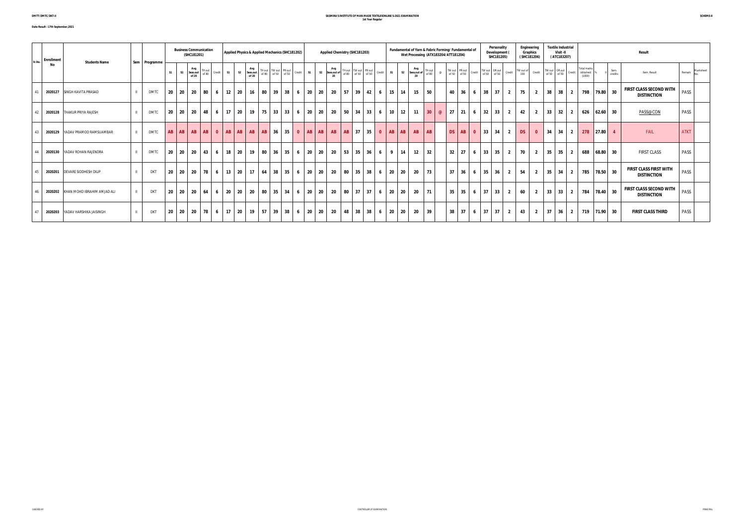DMTT/DMTC/DKT-II

**SASMIRA'S INSTITUTE OF MAN-MADE TEXTILES ONLINE S-2021 EXAMINATION**
**1st Year Regular**

SCHEME-II

**Date Result : 17th September,2021**

| Sr.No. | Enrollment No | Students Name | Sem | Programme | Business Communication (SHC181201) | | | | | Applied Physics & Applied Mechanics (SHC181202) | | | | | | | Applied Chemistry (SHC181203) | | | | | | | Fundamental of Yarn & Fabric Forming/ Fundamental of Wet Processing (ATX183204/ATT181204) | | | | | | | | Personality Development ( SHC181205) | | | Engineering Graphics ( SHC181206) | | Textile Industrial Visit -II ( ATC183207) | | | Result | | | | | | |
|---|---|---|---|---|---|---|---|---|---|---|---|---|---|---|---|---|---|---|---|---|---|---|---|---|---|---|---|---|---|---|---|---|---|---|---|---|---|---|---|---|---|---|---|---|---|---|
| | | | | | S1 | S2 | Avg Sess.out of 20 | TH out of 80 | Credit | S1 | S2 | Avg Sess.out of 20 | TH out of 80 | TW out of 50 | PR out of 50 | Credit | S1 | S2 | Avg Sess.out of 20 | TH out of 80 | TW out of 50 | PR out of 50 | Credit | S1 | S2 | Avg Sess.out of 20 | TH out of 80 | @ | TW out of 50 | PR out of 50 | Credit | TW out of 50 | OR out of 50 | Credit | TW out of 100 | Credit | TW out of 50 | OR out of 50 | Credit | Total marks obtained (1000) | % | II | Sem. credits | Sem. Result | Remark | Marksheet No. |
| 41 | 2020127 | SINGH KAVITA PRASAD | II | DMTC | 20 | 20 | 20 | 80 | 6 | 12 | 20 | 16 | 80 | 39 | 38 | 6 | 20 | 20 | 20 | 57 | 39 | 42 | 6 | 15 | 14 | 15 | 50 | | 40 | 36 | 6 | 38 | 37 | 2 | 75 | 2 | 38 | 38 | 2 | 798 | 79.80 | | 30 | FIRST CLASS SECOND WITH DISTINCTION | PASS | |
| 42 | 2020128 | THAKUR PRIYA RAJESH | II | DMTC | 20 | 20 | 20 | 48 | 6 | 17 | 20 | 19 | 75 | 33 | 33 | 6 | 20 | 20 | 20 | 50 | 34 | 33 | 6 | 10 | 12 | 11 | 30 | @ | 27 | 21 | 6 | 32 | 33 | 2 | 42 | 2 | 33 | 32 | 2 | 626 | 62.60 | | 30 | PASS@CON | PASS | |
| 43 | 2020129 | YADAV PRAMOD RAMSUAMBAR | II | DMTC | AB | AB | AB | AB | 0 | AB | AB | AB | AB | 36 | 35 | 0 | AB | AB | AB | AB | 37 | 35 | 0 | AB | AB | AB | AB | | DS | AB | 0 | 33 | 34 | 2 | DS | 0 | 34 | 34 | 2 | 278 | 27.80 | | 4 | FAIL | ATKT | |
| 44 | 2020130 | YADAV ROHAN RAJENDRA | II | DMTC | 20 | 20 | 20 | 43 | 6 | 18 | 20 | 19 | 80 | 36 | 35 | 6 | 20 | 20 | 20 | 53 | 35 | 36 | 6 | 9 | 14 | 12 | 32 | | 32 | 27 | 6 | 33 | 35 | 2 | 70 | 2 | 35 | 35 | 2 | 688 | 68.80 | | 30 | FIRST CLASS | PASS | |
| 45 | 2020201 | DEVARE SIDDHESH DILIP | II | DKT | 20 | 20 | 20 | 78 | 6 | 13 | 20 | 17 | 64 | 38 | 35 | 6 | 20 | 20 | 20 | 80 | 35 | 38 | 6 | 20 | 20 | 20 | 73 | | 37 | 36 | 6 | 35 | 36 | 2 | 54 | 2 | 35 | 34 | 2 | 785 | 78.50 | | 30 | FIRST CLASS FIRST WITH DISTINCTION | PASS | |
| 46 | 2020202 | KHAN MOHD IBRAHIM AMJAD ALI | II | DKT | 20 | 20 | 20 | 64 | 6 | 20 | 20 | 20 | 80 | 35 | 34 | 6 | 20 | 20 | 20 | 80 | 37 | 37 | 6 | 20 | 20 | 20 | 71 | | 35 | 35 | 6 | 37 | 33 | 2 | 60 | 2 | 33 | 33 | 2 | 784 | 78.40 | | 30 | FIRST CLASS SECOND WITH DISTINCTION | PASS | |
| 47 | 2020203 | YADAV HARSHIKA JAISINGH | II | DKT | 20 | 20 | 20 | 78 | 6 | 17 | 20 | 19 | 57 | 39 | 38 | 6 | 20 | 20 | 20 | 48 | 38 | 38 | 6 | 20 | 20 | 20 | 39 | | 38 | 37 | 6 | 37 | 37 | 2 | 43 | 2 | 37 | 36 | 2 | 719 | 71.90 | | 30 | FIRST CLASS THIRD | PASS | |

CHECKED BY CONTROLLER OF EXAMINATION PRINCIPAL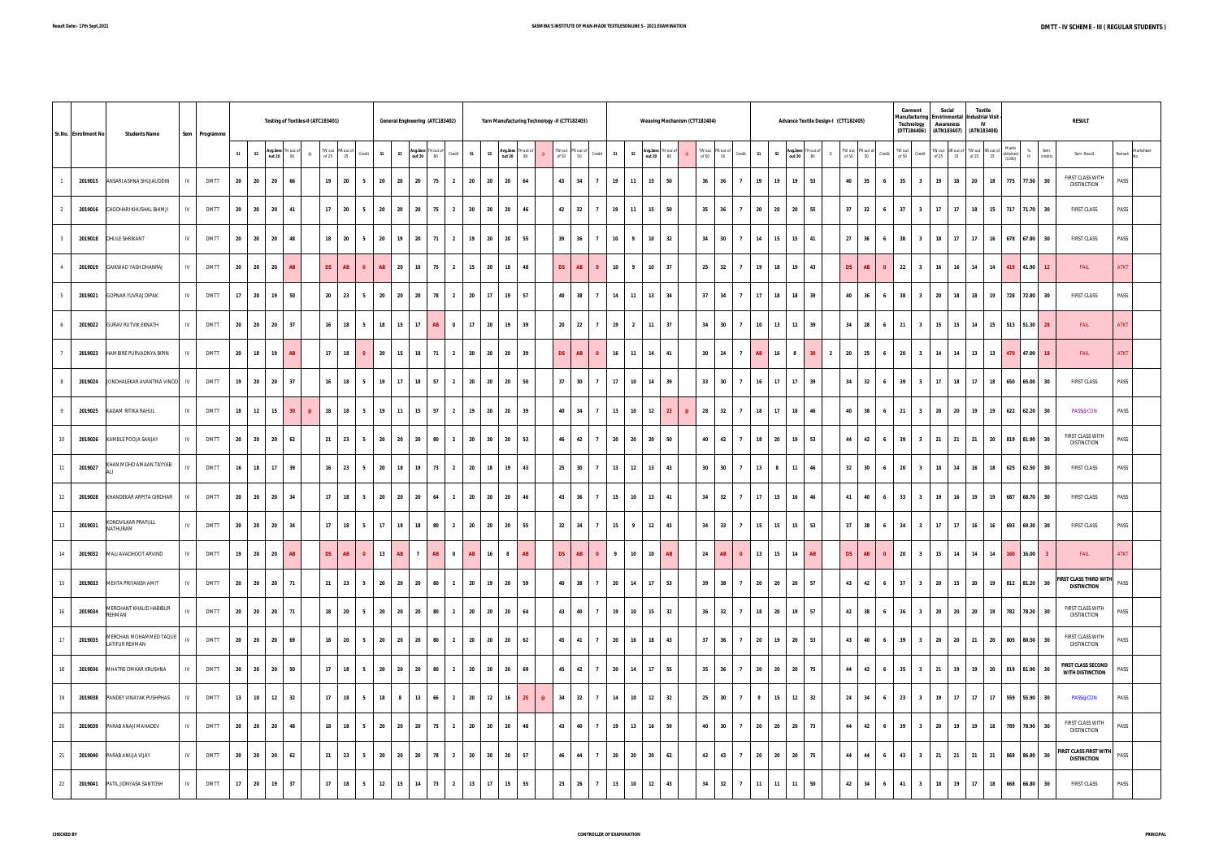Result Date:- 17th Sept,2021

**SASMIRA'S INSTITUTE OF MAN-MADE TEXTILES ONLINE S - 2021 EXAMINATION**

**DMTT - IV SCHEME - III (REGULAR STUDENTS)**

| Sr.No. | Enrollment No | Students Name | Sem | Programme | Testing of Textiles-II (ATC183401) | | | | | | | | General Engineering (ATC183402) | | | | | Yarn Manufacturing Technology -II (CTT182403) | | | | | | | | Weaving Mechanism (CTT182404) | | | | | | | | Advance Textile Design-I (CTT182405) | | | | | | | | Garment Manufacturing Technology (DTT184406) | | Social Envirnmental Awareness (ATN183407) | | Textile Industrial Visit - IV (ATN183408) | | RESULT | | | | | |
|---|---|---|---|---|---|---|---|---|---|---|---|---|---|---|---|---|---|---|---|---|---|---|---|---|---|---|---|---|---|---|---|---|---|---|---|---|---|---|---|---|---|---|---|---|---|---|---|---|---|---|---|---|---|
| | | | | | S1 | S2 | Avg.Sess out 20 | TH out of 80 | @ | TW out of 25 | PR out of 25 | Credit | S1 | S2 | Avg.Sess out 20 | TH out of 80 | Credit | S1 | S2 | Avg.Sess out 20 | TH out of 80 | @ | TW out of 50 | PR out of 50 | Credit | S1 | S2 | Avg.Sess out 20 | TH out of 80 | @ | TW out of 50 | PR out of 50 | Credit | S1 | S2 | Avg.Sess out 20 | TH out of 80 | G | TW out of 50 | PR out of 50 | Credit | TW out of 50 | Credit | TW out of 25 | OR out of 25 | TW out of 25 | OR out of 25 | Marks obtained (1000) | % IV | Sem. credits | Sem. Result | Remark | Marksheet No. |
| 1 | 2019015 | ANSARI ASHNA SHUJAUDDIN | IV | DMTT | 20 | 20 | 20 | 66 | | 19 | 20 | 5 | 20 | 20 | 20 | 75 | 2 | 20 | 20 | 20 | 64 | | 43 | 34 | 7 | 19 | 11 | 15 | 50 | | 36 | 36 | 7 | 19 | 19 | 19 | 53 | | 40 | 35 | 6 | 35 | 3 | 19 | 18 | 20 | 18 | 775 | 77.50 | 30 | FIRST CLASS WITH DISTINCTION | PASS | |
| 2 | 2019016 | CHOODHARI KHUSHAL BHIMJI | IV | DMTT | 20 | 20 | 20 | 41 | | 17 | 20 | 5 | 20 | 20 | 20 | 75 | 2 | 20 | 20 | 20 | 46 | | 42 | 32 | 7 | 19 | 11 | 15 | 50 | | 35 | 36 | 7 | 20 | 20 | 20 | 55 | | 37 | 32 | 6 | 37 | 3 | 17 | 17 | 18 | 15 | 717 | 71.70 | 30 | FIRST CLASS | PASS | |
| 3 | 2019018 | DHULE SHRIKANT | IV | DMTT | 20 | 20 | 20 | 48 | | 18 | 20 | 5 | 20 | 19 | 20 | 71 | 2 | 19 | 20 | 20 | 55 | | 39 | 36 | 7 | 10 | 9 | 10 | 32 | | 34 | 30 | 7 | 14 | 15 | 15 | 41 | | 27 | 36 | 6 | 38 | 3 | 18 | 17 | 17 | 16 | 678 | 67.80 | 30 | FIRST CLASS | PASS | |
| 4 | 2019019 | GAIKWAD YASH DHANRAJ | IV | DMTT | 20 | 20 | 20 | AB | | DS | AB | 0 | AB | 20 | 10 | 75 | 2 | 15 | 20 | 18 | 48 | | DS | AB | 0 | 10 | 9 | 10 | 37 | | 25 | 32 | 7 | 19 | 18 | 19 | 43 | | DS | AB | 0 | 22 | 3 | 16 | 16 | 14 | 14 | 419 | 41.90 | 12 | FAIL | ATKT | |
| 5 | 2019021 | GOPNAR YUVRAJ DIPAK | IV | DMTT | 17 | 20 | 19 | 50 | | 20 | 23 | 5 | 20 | 20 | 20 | 78 | 2 | 20 | 17 | 19 | 57 | | 40 | 38 | 7 | 14 | 11 | 13 | 34 | | 37 | 34 | 7 | 17 | 18 | 18 | 39 | | 40 | 36 | 6 | 38 | 3 | 20 | 18 | 18 | 19 | 728 | 72.80 | 30 | FIRST CLASS | PASS | |
| 6 | 2019022 | GURAV RUTVIK EKNATH | IV | DMTT | 20 | 20 | 20 | 37 | | 16 | 18 | 5 | 18 | 15 | 17 | AB | 0 | 17 | 20 | 19 | 39 | | 20 | 22 | 7 | 19 | 2 | 11 | 37 | | 34 | 30 | 7 | 10 | 13 | 12 | 39 | | 34 | 28 | 6 | 21 | 3 | 15 | 15 | 14 | 15 | 513 | 51.30 | 28 | FAIL | ATKT | |
| 7 | 2019023 | HAMBIRE PURVADNYA BIPIN | IV | DMTT | 20 | 18 | 19 | AB | | 17 | 18 | 0 | 20 | 15 | 18 | 71 | 2 | 20 | 20 | 20 | 39 | | DS | AB | 0 | 16 | 11 | 14 | 41 | | 30 | 24 | 7 | AB | 16 | 8 | 30 | 2 | 20 | 25 | 6 | 20 | 3 | 14 | 14 | 13 | 13 | 470 | 47.00 | 18 | FAIL | ATKT | |
| 8 | 2019024 | JONDHALEKAR AVANTIKA VINOD | IV | DMTT | 19 | 20 | 20 | 37 | | 16 | 18 | 5 | 19 | 17 | 18 | 57 | 2 | 20 | 20 | 20 | 50 | | 37 | 30 | 7 | 17 | 10 | 14 | 39 | | 33 | 30 | 7 | 16 | 17 | 17 | 39 | | 34 | 32 | 6 | 39 | 3 | 17 | 18 | 17 | 18 | 650 | 65.00 | 30 | FIRST CLASS | PASS | |
| 9 | 2019025 | KADAM RITIKA RAHUL | IV | DMTT | 18 | 12 | 15 | 30 | @ | 18 | 18 | 5 | 19 | 11 | 15 | 57 | 2 | 19 | 20 | 20 | 39 | | 40 | 34 | 7 | 13 | 10 | 12 | 23 | @ | 28 | 32 | 7 | 18 | 17 | 18 | 46 | | 40 | 38 | 6 | 21 | 3 | 20 | 20 | 19 | 19 | 622 | 62.20 | 30 | PASS@CON | PASS | |
| 10 | 2019026 | KAMBLE POOJA SANJAY | IV | DMTT | 20 | 20 | 20 | 62 | | 21 | 23 | 5 | 20 | 20 | 20 | 80 | 2 | 20 | 20 | 20 | 53 | | 46 | 42 | 7 | 20 | 20 | 20 | 50 | | 40 | 42 | 7 | 18 | 20 | 19 | 53 | | 44 | 42 | 6 | 39 | 3 | 21 | 21 | 21 | 20 | 819 | 81.90 | 30 | FIRST CLASS WITH DISTINCTION | PASS | |
| 11 | 2019027 | KHAN MOHD AMAAN TAYYAB ALI | IV | DMTT | 16 | 18 | 17 | 39 | | 16 | 23 | 5 | 20 | 18 | 19 | 73 | 2 | 20 | 18 | 19 | 43 | | 25 | 30 | 7 | 13 | 12 | 13 | 43 | | 30 | 30 | 7 | 13 | 8 | 11 | 46 | | 32 | 30 | 6 | 20 | 3 | 18 | 14 | 16 | 18 | 625 | 62.50 | 30 | FIRST CLASS | PASS | |
| 12 | 2019028 | KHANDEKAR ARPITA GIRDHAR | IV | DMTT | 20 | 20 | 20 | 34 | | 17 | 18 | 5 | 20 | 20 | 20 | 64 | 2 | 20 | 20 | 20 | 46 | | 43 | 36 | 7 | 15 | 10 | 13 | 41 | | 34 | 32 | 7 | 17 | 15 | 16 | 46 | | 41 | 40 | 6 | 33 | 3 | 19 | 16 | 19 | 19 | 687 | 68.70 | 30 | FIRST CLASS | PASS | |
| 13 | 2019031 | KONDVILKAR PRAFULL NATHURAM | IV | DMTT | 20 | 20 | 20 | 34 | | 17 | 18 | 5 | 17 | 19 | 18 | 80 | 2 | 20 | 20 | 20 | 55 | | 32 | 34 | 7 | 15 | 9 | 12 | 43 | | 34 | 33 | 7 | 15 | 15 | 15 | 53 | | 37 | 38 | 6 | 34 | 3 | 17 | 17 | 16 | 16 | 693 | 69.30 | 30 | FIRST CLASS | PASS | |
| 14 | 2019032 | MALI AVADHOOT ARVIND | IV | DMTT | 19 | 20 | 20 | AB | | DS | AB | 0 | 13 | AB | 7 | AB | 0 | AB | 16 | 8 | AB | | DS | AB | 0 | 9 | 10 | 10 | AB | | 24 | AB | 0 | 13 | 15 | 14 | AB | | DS | AB | 0 | 20 | 3 | 15 | 14 | 14 | 14 | 160 | 16.00 | 3 | FAIL | ATKT | |
| 15 | 2019033 | MEHTA PRIYANSH AMIT | IV | DMTT | 20 | 20 | 20 | 71 | | 21 | 23 | 5 | 20 | 20 | 20 | 80 | 2 | 20 | 19 | 20 | 59 | | 40 | 38 | 7 | 20 | 14 | 17 | 53 | | 39 | 38 | 7 | 20 | 20 | 20 | 57 | | 43 | 42 | 6 | 37 | 3 | 20 | 15 | 20 | 19 | 812 | 81.20 | 30 | FIRST CLASS THIRD WITH DISTINCTION | PASS | |
| 16 | 2019034 | MERCHANT KHALID HABIBUR REHMAN | IV | DMTT | 20 | 20 | 20 | 71 | | 18 | 20 | 5 | 20 | 20 | 20 | 80 | 2 | 20 | 20 | 20 | 64 | | 43 | 40 | 7 | 19 | 10 | 15 | 32 | | 36 | 32 | 7 | 18 | 20 | 19 | 57 | | 42 | 38 | 6 | 36 | 3 | 20 | 20 | 20 | 19 | 782 | 78.20 | 30 | FIRST CLASS WITH DISTINCTION | PASS | |
| 17 | 2019035 | MERCHAN MOHAMMED TAQUE LATIFUR REHMAN | IV | DMTT | 20 | 20 | 20 | 69 | | 18 | 20 | 5 | 20 | 20 | 20 | 80 | 2 | 20 | 20 | 20 | 62 | | 45 | 41 | 7 | 20 | 16 | 18 | 43 | | 37 | 36 | 7 | 20 | 19 | 20 | 53 | | 43 | 40 | 6 | 39 | 3 | 20 | 20 | 21 | 20 | 805 | 80.50 | 30 | FIRST CLASS WITH DISTINCTION | PASS | |
| 18 | 2019036 | MHATRE OMKAR KRUSHNA | IV | DMTT | 20 | 20 | 20 | 50 | | 17 | 18 | 5 | 20 | 20 | 20 | 80 | 2 | 20 | 20 | 20 | 69 | | 45 | 42 | 7 | 20 | 14 | 17 | 55 | | 35 | 36 | 7 | 20 | 20 | 20 | 75 | | 44 | 42 | 6 | 35 | 3 | 21 | 19 | 19 | 20 | 819 | 81.90 | 30 | FIRST CLASS SECOND WITH DISTINCTION | PASS | |
| 19 | 2019038 | PANDEY VINAYAK PUSHPHAS | IV | DMTT | 13 | 10 | 12 | 32 | | 17 | 18 | 5 | 18 | 8 | 13 | 66 | 2 | 20 | 12 | 16 | 25 | @ | 34 | 32 | 7 | 14 | 10 | 12 | 32 | | 25 | 30 | 7 | 9 | 15 | 12 | 32 | | 24 | 34 | 6 | 23 | 3 | 19 | 17 | 17 | 17 | 559 | 55.90 | 30 | PASS@CON | PASS | |
| 20 | 2019039 | PARAB ANAJI MAHADEV | IV | DMTT | 20 | 20 | 20 | 48 | | 18 | 18 | 5 | 20 | 20 | 20 | 75 | 2 | 20 | 20 | 20 | 48 | | 43 | 40 | 7 | 19 | 13 | 16 | 59 | | 40 | 30 | 7 | 20 | 20 | 20 | 73 | | 44 | 42 | 6 | 39 | 3 | 20 | 19 | 19 | 18 | 789 | 78.90 | 30 | FIRST CLASS WITH DISTINCTION | PASS | |
| 21 | 2019040 | PARAB ANUJA VIJAY | IV | DMTT | 20 | 20 | 20 | 62 | | 21 | 23 | 5 | 20 | 20 | 20 | 78 | 2 | 20 | 20 | 20 | 57 | | 46 | 44 | 7 | 20 | 20 | 20 | 62 | | 42 | 43 | 7 | 20 | 20 | 20 | 75 | | 44 | 44 | 6 | 43 | 3 | 21 | 21 | 21 | 21 | 868 | 86.80 | 30 | FIRST CLASS FIRST WITH DISTINCTION | PASS | |
| 22 | 2019041 | PATIL JIDNYASA SANTOSH | IV | DMTT | 17 | 20 | 19 | 37 | | 17 | 18 | 5 | 12 | 15 | 14 | 73 | 2 | 13 | 17 | 15 | 55 | | 23 | 26 | 7 | 13 | 10 | 12 | 43 | | 34 | 32 | 7 | 11 | 11 | 11 | 50 | | 42 | 34 | 6 | 41 | 3 | 18 | 19 | 17 | 18 | 668 | 66.80 | 30 | FIRST CLASS | PASS | |

CHECKED BY　　　　　　　　　　CONTROLLER OF EXAMINATION　　　　　　　　　　PRINCIPAL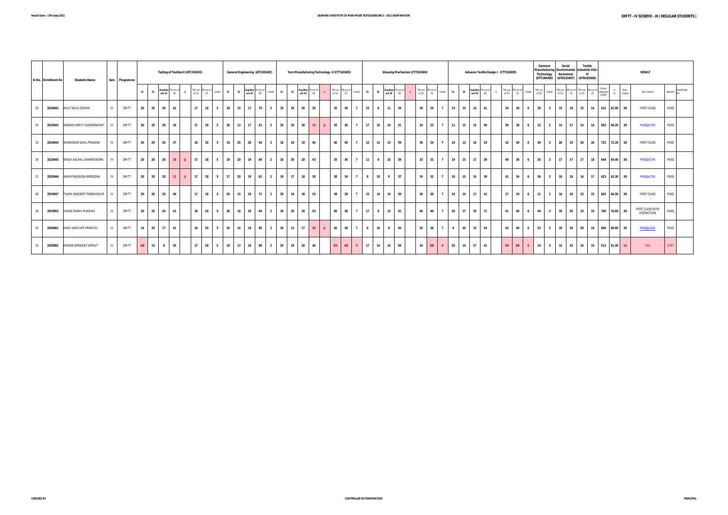Result Date:- 17th Sept,2021

**SASMIRA'S INSTITUTE OF MAN-MADE TEXTILES ONLINE S - 2021 EXAMINATION**

**DMTT - IV SCHEME - III ( REGULAR STUDENTS )**

| Sr.No. | Enrollment No | Students Name | Sem | Programme | Testing of Textiles-II (ATC183401) | | | | | | | | General Engineering (ATC183402) | | | | | Yarn Manufacturing Technology -II (CTT182403) | | | | | | | | Weaving Mechanism (CTT182404) | | | | | | | | Advance Textile Design-I (CTT182405) | | | | | | | | Garment Manufacturing Technology (DTT184406) | | Social Envirinmental Awareness (ATN183407) | | Textile Industrial Visit - IV (ATN183408) | | RESULT | | | | | |
|---|---|---|---|---|---|---|---|---|---|---|---|---|---|---|---|---|---|---|---|---|---|---|---|---|---|---|---|---|---|---|---|---|---|---|---|---|---|---|---|---|---|---|---|---|---|---|---|---|---|---|---|---|---|
| | | | | | S1 | S2 | Avg.Sess out 20 | TH out of 80 | @ | TW out of 25 | PR out of 25 | Credit | S1 | S2 | Avg.Sess out 20 | TH out of 80 | Credit | S1 | S2 | Avg.Sess out 20 | TH out of 80 | @ | TW out of 50 | PR out of 50 | Credit | S1 | S2 | Avg.Sess out 20 | TH out of 80 | @ | TW out of 50 | PR out of 50 | Credit | S1 | S2 | Avg.Sess out 20 | TH out of 80 | G | TW out of 50 | PR out of 50 | Credit | TW out of 50 | Credit | TW out of 25 | OR out of 25 | TW out of 25 | OR out of 25 | Marks obtained (1000) | % IV | Sem. credits | Sem. Result | Remark | Marksheet No. |
| 23 | 2019042 | RAUT SAHIL DEEPAK | IV | DMTT | 20 | 20 | 20 | 41 | | 17 | 18 | 5 | 18 | 15 | 17 | 75 | 2 | 19 | 20 | 20 | 39 | | 35 | 30 | 7 | 15 | 6 | 11 | 34 | | 36 | 25 | 7 | 15 | 13 | 14 | 41 | | 34 | 26 | 6 | 20 | 3 | 15 | 18 | 15 | 14 | 615 | 61.50 | 30 | FIRST CLASS | PASS | |
| 24 | 2019043 | SANKHE ASMIT CHANDRAKANT | IV | DMTT | 20 | 20 | 20 | 34 | | 17 | 18 | 5 | 20 | 13 | 17 | 41 | 2 | 20 | 20 | 20 | 16 | @ | 35 | 30 | 7 | 17 | 10 | 14 | 41 | | 34 | 23 | 7 | 11 | 15 | 13 | 50 | | 30 | 28 | 6 | 22 | 3 | 14 | 17 | 14 | 14 | 562 | 56.20 | 30 | PASS@CON | PASS | |
| 25 | 2019044 | SHIRODKAR SAHIL PRAKASH | IV | DMTT | 20 | 20 | 20 | 37 | | 18 | 20 | 5 | 19 | 20 | 20 | 64 | 2 | 18 | 19 | 19 | 46 | | 40 | 40 | 7 | 15 | 14 | 15 | 59 | | 30 | 24 | 7 | 19 | 13 | 16 | 53 | | 42 | 40 | 6 | 40 | 3 | 20 | 19 | 20 | 20 | 722 | 72.20 | 30 | FIRST CLASS | PASS | |
| 26 | 2019045 | SINGH AACHAL DHARMENDRA | IV | DMTT | 20 | 20 | 20 | 18 | @ | 17 | 18 | 5 | 18 | 20 | 19 | 69 | 2 | 20 | 20 | 20 | 43 | | 35 | 36 | 7 | 11 | 9 | 10 | 39 | | 33 | 31 | 7 | 19 | 15 | 17 | 39 | | 40 | 36 | 6 | 35 | 3 | 17 | 17 | 17 | 18 | 644 | 64.40 | 30 | PASS@CON | PASS | |
| 27 | 2019046 | SINGH RAJNEESH BIRENDRA | IV | DMTT | 20 | 20 | 20 | 11 | @ | 17 | 18 | 5 | 17 | 20 | 19 | 62 | 2 | 19 | 17 | 18 | 39 | | 38 | 34 | 7 | 8 | 10 | 9 | 37 | | 34 | 32 | 7 | 16 | 15 | 16 | 39 | | 41 | 34 | 6 | 36 | 3 | 18 | 18 | 16 | 17 | 623 | 62.30 | 30 | PASS@CON | PASS | |
| 28 | 2019047 | THAPA SANDEEP TEKBAHADUR | IV | DMTT | 20 | 20 | 20 | 46 | | 17 | 18 | 5 | 20 | 15 | 18 | 71 | 2 | 20 | 16 | 18 | 53 | | 38 | 28 | 7 | 15 | 14 | 15 | 39 | | 30 | 30 | 7 | 19 | 14 | 17 | 41 | | 27 | 34 | 6 | 21 | 3 | 16 | 16 | 15 | 15 | 643 | 64.30 | 30 | FIRST CLASS | PASS | |
| 29 | 2019052 | YANDE SHAMI MADHAV | IV | DMTT | 20 | 20 | 20 | 41 | | 18 | 20 | 5 | 20 | 18 | 19 | 64 | 2 | 20 | 20 | 20 | 53 | | 40 | 38 | 7 | 17 | 9 | 13 | 41 | | 40 | 40 | 7 | 20 | 17 | 19 | 71 | | 41 | 40 | 6 | 44 | 3 | 20 | 20 | 19 | 19 | 760 | 76.00 | 30 | FIRST CLASS WITH DISTINCTION | PASS | |
| 30 | 2020001 | KADU SANYUKTI PRAMOD | IV | DMTT | 14 | 20 | 17 | 41 | | 18 | 20 | 5 | 20 | 16 | 18 | 80 | 2 | 20 | 13 | 17 | 30 | @ | 40 | 38 | 7 | 6 | 10 | 8 | 50 | | 35 | 36 | 7 | 9 | 20 | 15 | 43 | | 42 | 40 | 6 | 23 | 3 | 20 | 20 | 20 | 19 | 690 | 69.00 | 30 | PASS@CON | PASS | |
| 31 | 2020002 | PAWAR SHRIKANT AMRUT | IV | DMTT | AB | 15 | 8 | 55 | | 17 | 18 | 5 | 19 | 13 | 16 | 80 | 2 | 20 | 19 | 20 | 46 | | DS | AB | 0 | 17 | 14 | 16 | 59 | | 34 | AB | 0 | 20 | 14 | 17 | 41 | | DS | AB | 0 | 24 | 3 | 15 | 16 | 16 | 15 | 513 | 51.30 | 10 | FAIL | ATKT | |

CHECKED BY

CONTROLLER OF EXAMINATION

PRINCIPAL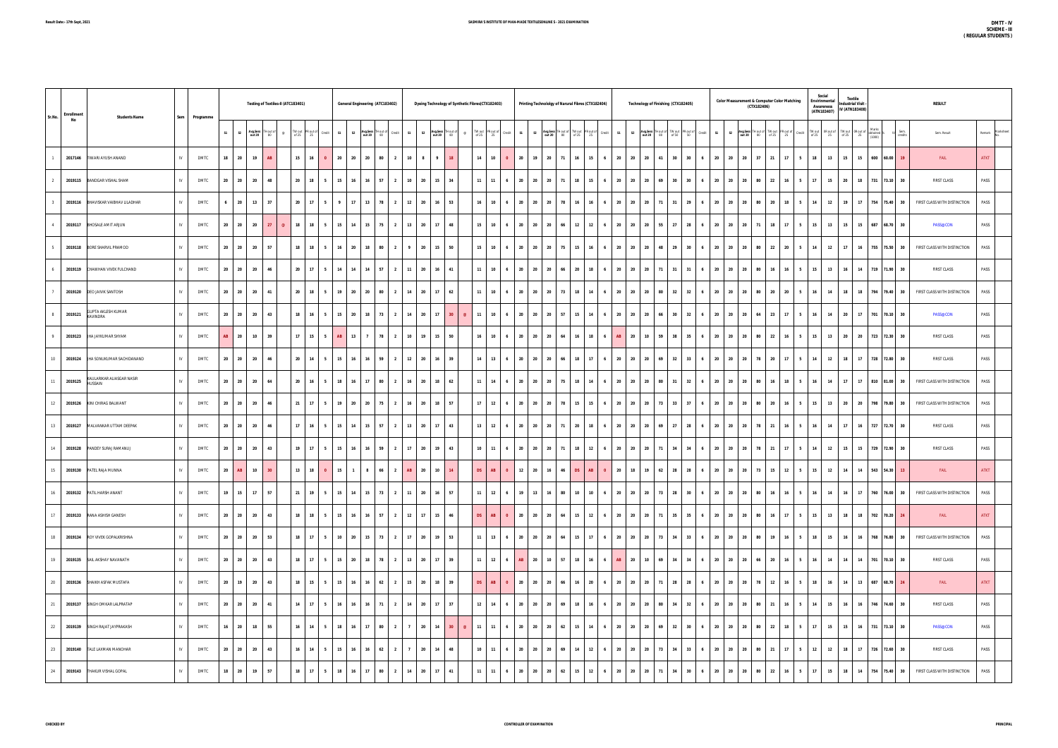Result Date:- 17th Sept, 2021

**SASMIRA'S INSTITUTE OF MAN-MADE TEXTILES ONLINE S - 2021 EXAMINATION**

**DMTT - IV**
**SCHEME - III**
**( REGULAR STUDENTS )**

| Sr.No. | Enrollment No | Students Name | Sem | Programme | Testing of Textiles-II (ATC183401) | | | | | | | | General Engineering (ATC183402) | | | | | Dyeing Technology of Synthetic Fibres(CTX182403) | | | | | | | | Printing Technology of Narural Fibres (CTX182404) | | | | | | | Technology of Finishing (CTX182405) | | | | | | | Color Measurement & Computer Color Matching (CTX182406) | | | | | | | Social Environmental Awareness (ATN183407) | | Textile Industrial Visit - IV (ATN183408) | | RESULT | | | | | |
|---|---|---|---|---|---|---|---|---|---|---|---|---|---|---|---|---|---|---|---|---|---|---|---|---|---|---|---|---|---|---|---|---|---|---|---|---|---|---|---|---|---|---|---|---|---|---|---|---|---|---|---|---|---|---|---|---|
| | | | | | S1 | S2 | Avg.Sess out 20 | TH out of 80 | @ | TW out of 25 | PR out of 25 | Credit | S1 | S2 | Avg.Sess out 20 | TH out of 80 | Credit | S1 | S2 | Avg.Sess out 20 | TH out of 80 | @ | TW out of 25 | PR out of 25 | Credit | S1 | S2 | Avg.Sess out 20 | TH out of 80 | TW out of 25 | PR out of 25 | Credit | S1 | S2 | Avg.Sess out 20 | TH out of 80 | TW out of 50 | PR out of 50 | Credit | S1 | S2 | Avg.Sess out 20 | TH out of 80 | TW out of 25 | PR out of 25 | Credit | TW out of 25 | PR out of 25 | TW out of 25 | PR out of 25 | Marks obtained (1000) | % | IV Sem. credits | Sem. Result | Remark | Marksheet No. |
| 1 | 2017146 | TIWARI AYUSH ANAND | IV | DMTC | 18 | 20 | 19 | AB | | 15 | 16 | 0 | 20 | 20 | 20 | 80 | 2 | 10 | 8 | 9 | 18 | | 14 | 10 | 0 | 20 | 19 | 20 | 71 | 16 | 15 | 6 | 20 | 20 | 20 | 41 | 30 | 30 | 6 | 20 | 20 | 20 | 37 | 21 | 17 | 5 | 18 | 13 | 15 | 15 | 600 | 60.00 | 19 | FAIL | ATKT | |
| 2 | 2019115 | BANDGAR VISHAL SHAM | IV | DMTC | 20 | 20 | 20 | 48 | | 20 | 18 | 5 | 15 | 16 | 16 | 57 | 2 | 10 | 20 | 15 | 34 | | 11 | 11 | 6 | 20 | 20 | 20 | 71 | 18 | 15 | 6 | 20 | 20 | 20 | 69 | 30 | 30 | 6 | 20 | 20 | 20 | 80 | 22 | 16 | 5 | 17 | 15 | 20 | 18 | 731 | 73.10 | 30 | FIRST CLASS | PASS | |
| 3 | 2019116 | BHAVSKAR VAIBHAV LILADHAR | IV | DMTC | 6 | 20 | 13 | 37 | | 20 | 17 | 5 | 9 | 17 | 13 | 78 | 2 | 12 | 20 | 16 | 53 | | 16 | 10 | 6 | 20 | 20 | 20 | 78 | 16 | 16 | 6 | 20 | 20 | 20 | 71 | 31 | 29 | 6 | 20 | 20 | 20 | 80 | 20 | 18 | 5 | 14 | 12 | 19 | 17 | 754 | 75.40 | 30 | FIRST CLASS WITH DISTINCTION | PASS | |
| 4 | 2019117 | BHOSALE AMIT ARJUN | IV | DMTC | 20 | 20 | 20 | 27 | @ | 18 | 18 | 5 | 15 | 14 | 15 | 75 | 2 | 13 | 20 | 17 | 48 | | 15 | 10 | 6 | 20 | 20 | 20 | 66 | 12 | 12 | 6 | 20 | 20 | 20 | 55 | 27 | 28 | 6 | 20 | 20 | 20 | 71 | 18 | 17 | 5 | 15 | 13 | 15 | 15 | 687 | 68.70 | 30 | PASS@CON | PASS | |
| 5 | 2019118 | BORE SHARVIL PRAMOD | IV | DMTC | 20 | 20 | 20 | 57 | | 18 | 18 | 5 | 16 | 20 | 18 | 80 | 2 | 9 | 20 | 15 | 50 | | 15 | 10 | 6 | 20 | 20 | 20 | 75 | 15 | 16 | 6 | 20 | 20 | 20 | 48 | 29 | 30 | 6 | 20 | 20 | 20 | 80 | 22 | 20 | 5 | 14 | 12 | 17 | 16 | 755 | 75.50 | 30 | FIRST CLASS WITH DISTINCTION | PASS | |
| 6 | 2019119 | CHAWHAN VIVEK FULCHAND | IV | DMTC | 20 | 20 | 20 | 46 | | 20 | 17 | 5 | 14 | 14 | 14 | 57 | 2 | 11 | 20 | 16 | 41 | | 11 | 10 | 6 | 20 | 20 | 20 | 66 | 20 | 18 | 6 | 20 | 20 | 20 | 71 | 31 | 31 | 6 | 20 | 20 | 20 | 80 | 16 | 16 | 5 | 15 | 13 | 16 | 14 | 719 | 71.90 | 30 | FIRST CLASS | PASS | |
| 7 | 2019120 | DEO JAIVIK SANTOSH | IV | DMTC | 20 | 20 | 20 | 41 | | 20 | 18 | 5 | 19 | 20 | 20 | 80 | 2 | 14 | 20 | 17 | 62 | | 11 | 10 | 6 | 20 | 20 | 20 | 73 | 18 | 14 | 6 | 20 | 20 | 20 | 80 | 32 | 32 | 6 | 20 | 20 | 20 | 80 | 20 | 20 | 5 | 16 | 14 | 18 | 18 | 794 | 79.40 | 30 | FIRST CLASS WITH DISTINCTION | PASS | |
| 8 | 2019121 | GUPTA AKLESH KUMAR KAVINDRA | IV | DMTC | 20 | 20 | 20 | 43 | | 18 | 16 | 5 | 15 | 20 | 18 | 73 | 2 | 14 | 20 | 17 | 30 | @ | 11 | 10 | 6 | 20 | 20 | 20 | 57 | 15 | 14 | 6 | 20 | 20 | 20 | 66 | 30 | 32 | 6 | 20 | 20 | 20 | 64 | 23 | 17 | 5 | 16 | 14 | 20 | 17 | 701 | 70.10 | 30 | PASS@CON | PASS | |
| 9 | 2019123 | JHA JAYKUMAR SHYAM | IV | DMTC | AB | 20 | 10 | 39 | | 17 | 15 | 5 | AB | 13 | 7 | 78 | 2 | 10 | 19 | 15 | 50 | | 16 | 10 | 6 | 20 | 20 | 20 | 64 | 16 | 18 | 6 | AB | 20 | 10 | 59 | 38 | 35 | 6 | 20 | 20 | 20 | 80 | 22 | 16 | 5 | 15 | 13 | 20 | 20 | 723 | 72.30 | 30 | FIRST CLASS | PASS | |
| 10 | 2019124 | JHA SONUKUMAR SACHIDANAND | IV | DMTC | 20 | 20 | 20 | 46 | | 20 | 14 | 5 | 15 | 16 | 16 | 59 | 2 | 12 | 20 | 16 | 39 | | 14 | 13 | 6 | 20 | 20 | 20 | 66 | 18 | 17 | 6 | 20 | 20 | 20 | 69 | 32 | 33 | 6 | 20 | 20 | 20 | 78 | 20 | 17 | 5 | 14 | 12 | 18 | 17 | 728 | 72.80 | 30 | FIRST CLASS | PASS | |
| 11 | 2019125 | KAULAKAR ALIASGAR NASIR HUSSAIN | IV | DMTC | 20 | 20 | 20 | 64 | | 20 | 16 | 5 | 18 | 16 | 17 | 80 | 2 | 16 | 20 | 18 | 62 | | 11 | 14 | 6 | 20 | 20 | 20 | 75 | 18 | 14 | 6 | 20 | 20 | 20 | 80 | 31 | 32 | 6 | 20 | 20 | 20 | 80 | 16 | 18 | 5 | 16 | 14 | 17 | 17 | 810 | 81.00 | 30 | FIRST CLASS WITH DISTINCTION | PASS | |
| 12 | 2019126 | KINI CHIRAG BALWANT | IV | DMTC | 20 | 20 | 20 | 46 | | 21 | 17 | 5 | 19 | 20 | 20 | 75 | 2 | 16 | 20 | 18 | 57 | | 17 | 12 | 6 | 20 | 20 | 20 | 78 | 15 | 15 | 6 | 20 | 20 | 20 | 73 | 33 | 37 | 6 | 20 | 20 | 20 | 80 | 20 | 16 | 5 | 15 | 13 | 20 | 20 | 798 | 79.80 | 30 | FIRST CLASS WITH DISTINCTION | PASS | |
| 13 | 2019127 | MALVANKAR UTTAM DEEPAK | IV | DMTC | 20 | 20 | 20 | 46 | | 17 | 16 | 5 | 15 | 14 | 15 | 57 | 2 | 13 | 20 | 17 | 43 | | 13 | 12 | 6 | 20 | 20 | 20 | 71 | 20 | 18 | 6 | 20 | 20 | 20 | 69 | 27 | 28 | 6 | 20 | 20 | 20 | 78 | 21 | 16 | 5 | 16 | 14 | 17 | 16 | 727 | 72.70 | 30 | FIRST CLASS | PASS | |
| 14 | 2019128 | PANDEY SURAJ RAMANUJ | IV | DMTC | 20 | 20 | 20 | 43 | | 19 | 17 | 5 | 15 | 16 | 16 | 59 | 2 | 17 | 20 | 19 | 43 | | 10 | 11 | 6 | 20 | 20 | 20 | 71 | 18 | 12 | 6 | 20 | 20 | 20 | 71 | 34 | 34 | 6 | 20 | 20 | 20 | 78 | 21 | 17 | 5 | 14 | 12 | 15 | 15 | 729 | 72.90 | 30 | FIRST CLASS | PASS | |
| 15 | 2019130 | PATEL RAJA MUNNA | IV | DMTC | 20 | AB | 10 | 30 | | 13 | 18 | 0 | 15 | 1 | 8 | 66 | 2 | AB | 20 | 10 | 14 | | DS | AB | 0 | 12 | 20 | 16 | 46 | DS | AB | 0 | 20 | 18 | 19 | 62 | 28 | 28 | 6 | 20 | 20 | 20 | 73 | 15 | 12 | 5 | 15 | 12 | 14 | 14 | 543 | 54.30 | 13 | FAIL | ATKT | |
| 16 | 2019132 | PATIL HARSH ANANT | IV | DMTC | 19 | 15 | 17 | 57 | | 21 | 19 | 5 | 15 | 14 | 15 | 73 | 2 | 11 | 20 | 16 | 57 | | 11 | 12 | 6 | 19 | 13 | 16 | 80 | 10 | 10 | 6 | 20 | 20 | 20 | 73 | 28 | 30 | 6 | 20 | 20 | 20 | 80 | 16 | 16 | 5 | 16 | 14 | 16 | 17 | 760 | 76.00 | 30 | FIRST CLASS WITH DISTINCTION | PASS | |
| 17 | 2019133 | RANA ASHISH GANESH | IV | DMTC | 20 | 20 | 20 | 43 | | 18 | 18 | 5 | 15 | 16 | 16 | 57 | 2 | 12 | 17 | 15 | 46 | | DS | AB | 0 | 20 | 20 | 20 | 64 | 15 | 12 | 6 | 20 | 20 | 20 | 71 | 35 | 35 | 6 | 20 | 20 | 20 | 80 | 16 | 17 | 5 | 15 | 13 | 18 | 18 | 702 | 70.20 | 24 | FAIL | ATKT | |
| 18 | 2019134 | ROY VIVEK GOPALKRISHNA | IV | DMTC | 20 | 20 | 20 | 53 | | 18 | 17 | 5 | 10 | 20 | 15 | 73 | 2 | 17 | 20 | 19 | 53 | | 11 | 13 | 6 | 20 | 20 | 20 | 64 | 15 | 17 | 6 | 20 | 20 | 20 | 73 | 34 | 33 | 6 | 20 | 20 | 20 | 80 | 19 | 16 | 5 | 18 | 15 | 16 | 16 | 768 | 76.80 | 30 | FIRST CLASS WITH DISTINCTION | PASS | |
| 19 | 2019135 | SAIL AKSHAY NAVANATH | IV | DMTC | 20 | 20 | 20 | 43 | | 18 | 17 | 5 | 15 | 20 | 18 | 78 | 2 | 13 | 20 | 17 | 39 | | 11 | 12 | 6 | AB | 20 | 10 | 57 | 18 | 16 | 6 | AB | 20 | 10 | 69 | 34 | 34 | 6 | 20 | 20 | 20 | 66 | 20 | 16 | 5 | 16 | 14 | 14 | 14 | 701 | 70.10 | 30 | FIRST CLASS | PASS | |
| 20 | 2019136 | SHAIKH ASFAK MUSTAFA | IV | DMTC | 20 | 19 | 20 | 43 | | 18 | 15 | 5 | 15 | 16 | 16 | 62 | 2 | 15 | 20 | 18 | 39 | | DS | AB | 0 | 20 | 20 | 20 | 66 | 16 | 20 | 6 | 20 | 20 | 20 | 71 | 28 | 28 | 6 | 20 | 20 | 20 | 78 | 12 | 16 | 5 | 18 | 16 | 14 | 13 | 687 | 68.70 | 24 | FAIL | ATKT | |
| 21 | 2019137 | SINGH OMKAR LALPRATAP | IV | DMTC | 20 | 20 | 20 | 41 | | 14 | 17 | 5 | 16 | 16 | 16 | 71 | 2 | 14 | 20 | 17 | 37 | | 12 | 14 | 6 | 20 | 20 | 20 | 69 | 18 | 16 | 6 | 20 | 20 | 20 | 80 | 34 | 32 | 6 | 20 | 20 | 20 | 80 | 21 | 16 | 5 | 14 | 15 | 16 | 16 | 746 | 74.60 | 30 | FIRST CLASS | PASS | |
| 22 | 2019139 | SINGH RAJAT JAYPRAKASH | IV | DMTC | 16 | 20 | 18 | 55 | | 16 | 14 | 5 | 18 | 16 | 17 | 80 | 2 | 7 | 20 | 14 | 30 | @ | 11 | 11 | 6 | 20 | 20 | 20 | 62 | 15 | 14 | 6 | 20 | 20 | 20 | 69 | 32 | 30 | 6 | 20 | 20 | 20 | 80 | 22 | 18 | 5 | 17 | 15 | 15 | 16 | 731 | 73.10 | 30 | PASS@CON | PASS | |
| 23 | 2019140 | TALE LAXMAN MANOHAR | IV | DMTC | 20 | 20 | 20 | 43 | | 16 | 14 | 5 | 15 | 16 | 16 | 62 | 2 | 7 | 20 | 14 | 48 | | 10 | 11 | 6 | 20 | 20 | 20 | 69 | 14 | 12 | 6 | 20 | 20 | 20 | 73 | 34 | 33 | 6 | 20 | 20 | 20 | 80 | 21 | 17 | 5 | 12 | 12 | 18 | 17 | 726 | 72.60 | 30 | FIRST CLASS | PASS | |
| 24 | 2019143 | THAKUR VISHAL GOPAL | IV | DMTC | 18 | 20 | 19 | 57 | | 18 | 17 | 5 | 18 | 16 | 17 | 80 | 2 | 14 | 20 | 17 | 41 | | 11 | 11 | 6 | 20 | 20 | 20 | 62 | 15 | 12 | 6 | 20 | 20 | 20 | 71 | 34 | 30 | 6 | 20 | 20 | 20 | 80 | 22 | 16 | 5 | 17 | 15 | 18 | 14 | 754 | 75.40 | 30 | FIRST CLASS WITH DISTINCTION | PASS | |

CHECKED BY | CONTROLLER OF EXAMINATION | PRINCIPAL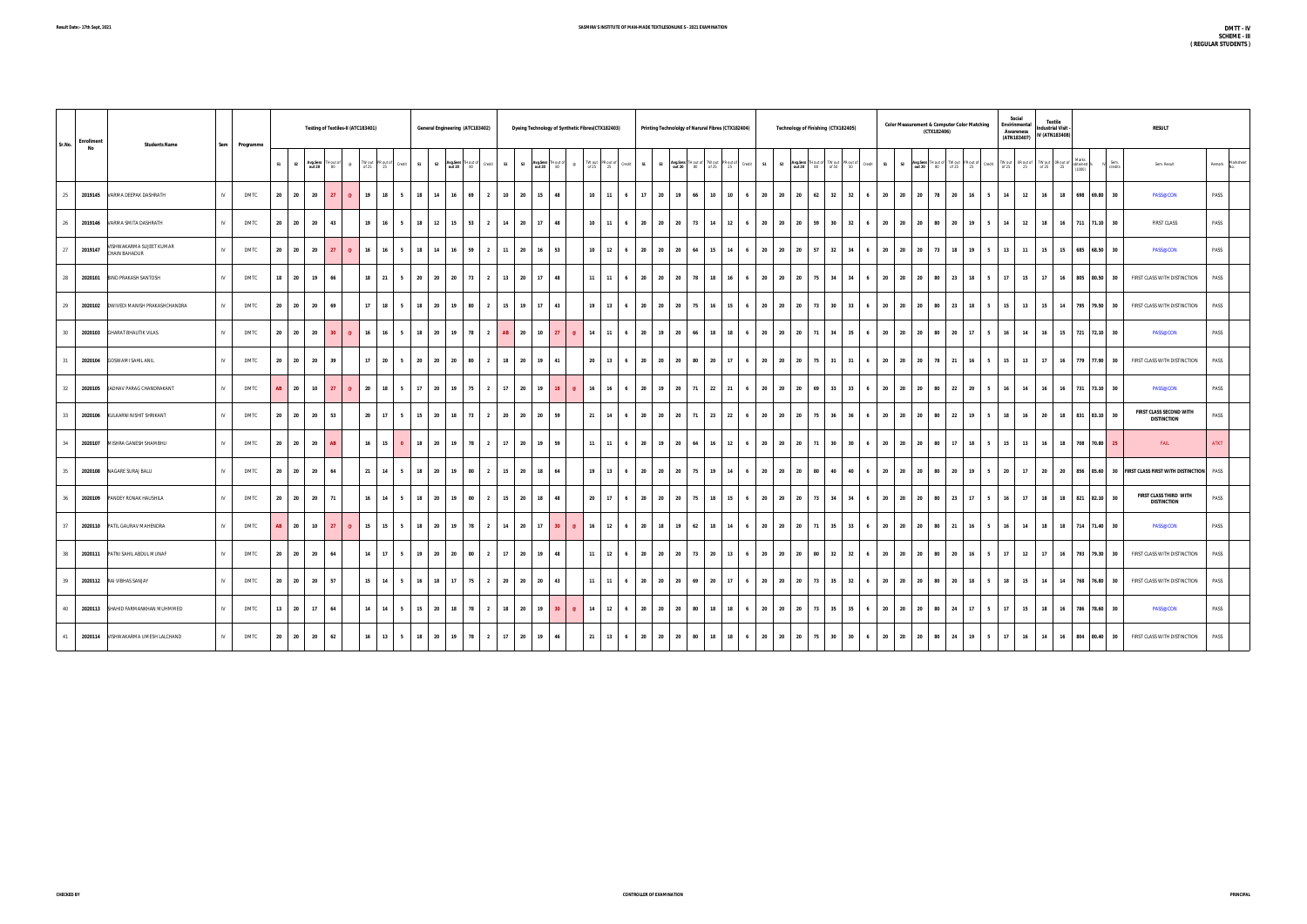| Sr.No. | Enrollment No | Students Name | Sem | Programme | Testing of Textiles-II (ATC183401) | | | | | | | | General Engineering (ATC183402) | | | | | Dyeing Technology of Synthetic Fibres (CTX182403) | | | | | | | | Printing Technology of Narural Fibres (CTX182404) | | | | | | | Technology of Finishing (CTX182405) | | | | | | | Color Measurement & Computer Color Matching (CTX182406) | | | | | | | Social Envirinmental Awareness (ATN183407) | | Textile Industrial Visit - IV (ATN183408) | | RESULT | | | | | |
|---|---|---|---|---|---|---|---|---|---|---|---|---|---|---|---|---|---|---|---|---|---|---|---|---|---|---|---|---|---|---|---|---|---|---|---|---|---|---|---|---|---|---|---|---|---|---|---|---|---|---|---|---|---|---|---|---|
| | | | | | S1 | S2 | Avg.Sess out 20 | TH out of 80 | @ | TW out of 25 | PR out of 25 | Credit | S1 | S2 | Avg.Sess out 20 | TH out of 80 | Credit | S1 | S2 | Avg.Sess out 20 | TH out of 80 | @ | TW out of 25 | PR out of 25 | Credit | S1 | S2 | Avg.Sess out 20 | TH out of 80 | TW out of 25 | PR out of 25 | Credit | S1 | S2 | Avg.Sess out 20 | TH out of 80 | TW out of 50 | PR out of 50 | Credit | S1 | S2 | Avg.Sess out 20 | TH out of 80 | TW out of 25 | PR out of 25 | Credit | TW out of 25 | PR out of 25 | TW out of 25 | PR out of 25 | Marks obtained (1000) | % | Sem. credits | Sem. Result | Remark | Marksheet No. |
| 25 | 2019145 | VARMA DEEPAK DASHRATH | IV | DMTC | 20 | 20 | 20 | 27 | @ | 19 | 18 | 5 | 18 | 14 | 16 | 69 | 2 | 10 | 20 | 15 | 48 | | 10 | 11 | 6 | 17 | 20 | 19 | 66 | 10 | 10 | 6 | 20 | 20 | 20 | 62 | 32 | 32 | 6 | 20 | 20 | 20 | 78 | 20 | 16 | 5 | 14 | 12 | 16 | 18 | 698 | 69.80 | 30 | PASS@CON | PASS | |
| 26 | 2019146 | VARMA SMITA DASHRATH | IV | DMTC | 20 | 20 | 20 | 43 | | 19 | 16 | 5 | 18 | 12 | 15 | 53 | 2 | 14 | 20 | 17 | 48 | | 10 | 11 | 6 | 20 | 20 | 20 | 73 | 14 | 12 | 6 | 20 | 20 | 20 | 59 | 30 | 32 | 6 | 20 | 20 | 20 | 80 | 20 | 19 | 5 | 14 | 12 | 18 | 16 | 711 | 71.10 | 30 | FIRST CLASS | PASS | |
| 27 | 2019147 | VISHWAKARMA SUJEET KUMAR CHAIN BAHADUR | IV | DMTC | 20 | 20 | 20 | 27 | @ | 16 | 16 | 5 | 18 | 14 | 16 | 59 | 2 | 11 | 20 | 16 | 53 | | 10 | 12 | 6 | 20 | 20 | 20 | 64 | 15 | 14 | 6 | 20 | 20 | 20 | 57 | 32 | 34 | 6 | 20 | 20 | 20 | 73 | 18 | 19 | 5 | 13 | 11 | 15 | 15 | 685 | 68.50 | 30 | PASS@CON | PASS | |
| 28 | 2020101 | BIND PRAKASH SANTOSH | IV | DMTC | 18 | 20 | 19 | 66 | | 18 | 21 | 5 | 20 | 20 | 20 | 73 | 2 | 13 | 20 | 17 | 48 | | 11 | 11 | 6 | 20 | 20 | 20 | 78 | 18 | 16 | 6 | 20 | 20 | 20 | 75 | 34 | 34 | 6 | 20 | 20 | 20 | 80 | 23 | 18 | 5 | 17 | 15 | 17 | 16 | 805 | 80.50 | 30 | FIRST CLASS WITH DISTINCTION | PASS | |
| 29 | 2020102 | DWIVEDI MANISH PRAKASHCHANDRA | IV | DMTC | 20 | 20 | 20 | 69 | | 17 | 18 | 5 | 18 | 20 | 19 | 80 | 2 | 15 | 19 | 17 | 43 | | 19 | 13 | 6 | 20 | 20 | 20 | 75 | 16 | 15 | 6 | 20 | 20 | 20 | 73 | 30 | 33 | 6 | 20 | 20 | 20 | 80 | 23 | 18 | 5 | 15 | 13 | 15 | 14 | 795 | 79.50 | 30 | FIRST CLASS WITH DISTINCTION | PASS | |
| 30 | 2020103 | GHARAT BHAUTIK VILAS | IV | DMTC | 20 | 20 | 20 | 30 | @ | 16 | 16 | 5 | 18 | 20 | 19 | 78 | 2 | AB | 20 | 10 | 27 | @ | 14 | 11 | 6 | 20 | 19 | 20 | 66 | 18 | 18 | 6 | 20 | 20 | 20 | 71 | 34 | 35 | 6 | 20 | 20 | 20 | 80 | 20 | 17 | 5 | 16 | 14 | 16 | 15 | 721 | 72.10 | 30 | PASS@CON | PASS | |
| 31 | 2020104 | GOSWAMI SAHIL ANIL | IV | DMTC | 20 | 20 | 20 | 39 | | 17 | 20 | 5 | 20 | 20 | 20 | 80 | 2 | 18 | 20 | 19 | 41 | | 20 | 13 | 6 | 20 | 20 | 20 | 80 | 20 | 17 | 6 | 20 | 20 | 20 | 75 | 31 | 31 | 6 | 20 | 20 | 20 | 78 | 21 | 16 | 5 | 15 | 13 | 17 | 16 | 779 | 77.90 | 30 | FIRST CLASS WITH DISTINCTION | PASS | |
| 32 | 2020105 | JADHAV PARAG CHANDRAKANT | IV | DMTC | AB | 20 | 10 | 27 | @ | 20 | 18 | 5 | 17 | 20 | 19 | 75 | 2 | 17 | 20 | 19 | 18 | @ | 16 | 16 | 6 | 20 | 19 | 20 | 71 | 22 | 21 | 6 | 20 | 20 | 20 | 69 | 33 | 33 | 6 | 20 | 20 | 20 | 80 | 22 | 20 | 5 | 16 | 14 | 16 | 16 | 731 | 73.10 | 30 | PASS@CON | PASS | |
| 33 | 2020106 | KULKARNI NISHIT SHRIKANT | IV | DMTC | 20 | 20 | 20 | 53 | | 20 | 17 | 5 | 15 | 20 | 18 | 73 | 2 | 20 | 20 | 20 | 59 | | 21 | 14 | 6 | 20 | 20 | 20 | 71 | 23 | 22 | 6 | 20 | 20 | 20 | 75 | 36 | 36 | 6 | 20 | 20 | 20 | 80 | 22 | 19 | 5 | 18 | 16 | 20 | 18 | 831 | 83.10 | 30 | FIRST CLASS SECOND WITH DISTINCTION | PASS | |
| 34 | 2020107 | MISHRA GANESH SHAMBHU | IV | DMTC | 20 | 20 | 20 | AB | | 16 | 15 | 0 | 18 | 20 | 19 | 78 | 2 | 17 | 20 | 19 | 59 | | 11 | 11 | 6 | 20 | 19 | 20 | 64 | 16 | 12 | 6 | 20 | 20 | 20 | 71 | 30 | 30 | 6 | 20 | 20 | 20 | 80 | 17 | 18 | 5 | 15 | 13 | 16 | 18 | 708 | 70.80 | 25 | FAIL | ATKT | |
| 35 | 2020108 | NAGARE SURAJ BALU | IV | DMTC | 20 | 20 | 20 | 64 | | 21 | 14 | 5 | 18 | 20 | 19 | 80 | 2 | 15 | 20 | 18 | 64 | | 19 | 13 | 6 | 20 | 20 | 20 | 75 | 19 | 14 | 6 | 20 | 20 | 20 | 80 | 40 | 40 | 6 | 20 | 20 | 20 | 80 | 20 | 19 | 5 | 20 | 17 | 20 | 20 | 856 | 85.60 | 30 | FIRST CLASS FIRST WITH DISTINCTION | PASS | |
| 36 | 2020109 | PANDEY RONAK HAUSHILA | IV | DMTC | 20 | 20 | 20 | 71 | | 16 | 14 | 5 | 18 | 20 | 19 | 80 | 2 | 15 | 20 | 18 | 48 | | 20 | 17 | 6 | 20 | 20 | 20 | 75 | 18 | 15 | 6 | 20 | 20 | 20 | 73 | 34 | 34 | 6 | 20 | 20 | 20 | 80 | 23 | 17 | 5 | 16 | 17 | 18 | 18 | 821 | 82.10 | 30 | FIRST CLASS THIRD WITH DISTINCTION | PASS | |
| 37 | 2020110 | PATIL GAURAV MAHENDRA | IV | DMTC | AB | 20 | 10 | 27 | @ | 15 | 15 | 5 | 18 | 20 | 19 | 78 | 2 | 14 | 20 | 17 | 30 | @ | 16 | 12 | 6 | 20 | 18 | 19 | 62 | 18 | 14 | 6 | 20 | 20 | 20 | 71 | 35 | 33 | 6 | 20 | 20 | 20 | 80 | 21 | 16 | 5 | 16 | 14 | 18 | 18 | 714 | 71.40 | 30 | PASS@CON | PASS | |
| 38 | 2020111 | PATNI SAHIL ABDUL MUNAF | IV | DMTC | 20 | 20 | 20 | 64 | | 14 | 17 | 5 | 19 | 20 | 20 | 80 | 2 | 17 | 20 | 19 | 48 | | 11 | 12 | 6 | 20 | 20 | 20 | 73 | 20 | 13 | 6 | 20 | 20 | 20 | 80 | 32 | 32 | 6 | 20 | 20 | 20 | 80 | 20 | 16 | 5 | 17 | 12 | 17 | 16 | 793 | 79.30 | 30 | FIRST CLASS WITH DISTINCTION | PASS | |
| 39 | 2020112 | RAI VIBHAS SANJAY | IV | DMTC | 20 | 20 | 20 | 57 | | 15 | 14 | 5 | 16 | 18 | 17 | 75 | 2 | 20 | 20 | 20 | 43 | | 11 | 11 | 6 | 20 | 20 | 20 | 69 | 20 | 17 | 6 | 20 | 20 | 20 | 73 | 35 | 32 | 6 | 20 | 20 | 20 | 80 | 20 | 18 | 5 | 18 | 15 | 14 | 14 | 768 | 76.80 | 30 | FIRST CLASS WITH DISTINCTION | PASS | |
| 40 | 2020113 | SHAHID FARMANKHAN MUHMMED | IV | DMTC | 13 | 20 | 17 | 64 | | 14 | 14 | 5 | 15 | 20 | 18 | 78 | 2 | 18 | 20 | 19 | 30 | @ | 14 | 12 | 6 | 20 | 20 | 20 | 80 | 18 | 18 | 6 | 20 | 20 | 20 | 73 | 35 | 35 | 6 | 20 | 20 | 20 | 80 | 24 | 17 | 5 | 17 | 15 | 18 | 16 | 786 | 78.60 | 30 | PASS@CON | PASS | |
| 41 | 2020114 | VISHWAKARMA UMESH LALCHAND | IV | DMTC | 20 | 20 | 20 | 62 | | 16 | 13 | 5 | 18 | 20 | 19 | 78 | 2 | 17 | 20 | 19 | 46 | | 21 | 13 | 6 | 20 | 20 | 20 | 80 | 18 | 18 | 6 | 20 | 20 | 20 | 75 | 30 | 30 | 6 | 20 | 20 | 20 | 80 | 24 | 19 | 5 | 17 | 16 | 14 | 16 | 804 | 80.40 | 30 | FIRST CLASS WITH DISTINCTION | PASS | |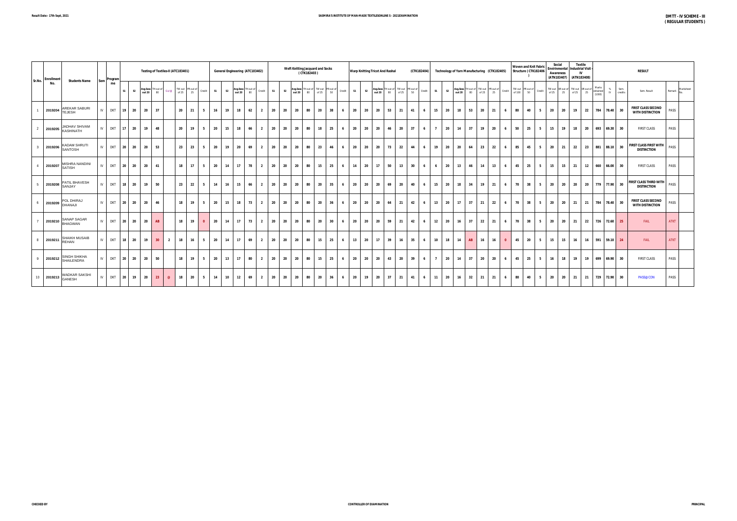Result Date:- 17th Sept, 2021

**SASMIRA'S INSTITUTE OF MAN-MADE TEXTILESONLINE S - 2021EXAMINATION**

**DMTT - IV SCHEME - III**
**( REGULAR STUDENTS )**

| Sr.No. | Enrollment No. | Students Name | Sem | Programme | Testing of Textiles-II (ATC183401) | | | | | | | | General Engineering (ATC183402) | | | | | Weft Knitting Jacquard and Socks ( CTK182403 ) | | | | | | | Warp Knitting Tricot And Rashal (CTK182404) | | | | | | | Technology of Yarn Manufacturing (CTK182405) | | | | | | | Woven and Knit Fabric Structure ( CTK182406 ) | | | Social Envirinmental Awareness (ATN183407) | | Textile Industrial Visit - IV (ATN183408) | | RESULT | | | | | |
|---|---|---|---|---|---|---|---|---|---|---|---|---|---|---|---|---|---|---|---|---|---|---|---|---|---|---|---|---|---|---|---|---|---|---|---|---|---|---|---|---|---|---|---|---|---|---|---|---|---|---|---|
| | | | | | S1 | S2 | Avg.Sess out 20 | TH out of 80 | G+/@ | TW out of 25 | PR out of 25 | Credit | S1 | S2 | Avg.Sess out 20 | TH out of 80 | Credit | S1 | S2 | Avg.Sess out 20 | TH out of 80 | TW out of 25 | PR out of 50 | Credit | S1 | S2 | Avg.Sess out 20 | TH out of 80 | TW out of 25 | PR out of 50 | Credit | S1 | S2 | Avg.Sess out 20 | TH out of 80 | TW out of 25 | PR out of 25 | Credit | TW out of 100 | PR out of 50 | Credit | TW out of 25 | OR out of 25 | TW out of 25 | OR out of 25 | Marks obtained (1000) | % IV | Sem. credits | Sem. Result | Remark | Marksheet No. |
| 1 | 2019204 | AREKAR SABURI TEJESH | IV | DKT | 19 | 20 | 20 | 37 | | 20 | 21 | 5 | 16 | 19 | 18 | 62 | 2 | 20 | 20 | 20 | 80 | 20 | 38 | 6 | 20 | 20 | 20 | 53 | 21 | 41 | 6 | 15 | 20 | 18 | 53 | 20 | 21 | 6 | 80 | 40 | 5 | 20 | 20 | 19 | 22 | 784 | 78.40 | 30 | FIRST CLASS SECOND WITH DISTINCTION | PASS | |
| 2 | 2019205 | JADHAV SHIVAM KASHINATH | IV | DKT | 17 | 20 | 19 | 48 | | 20 | 19 | 5 | 20 | 15 | 18 | 66 | 2 | 20 | 20 | 20 | 80 | 18 | 25 | 6 | 20 | 20 | 20 | 46 | 20 | 37 | 6 | 7 | 20 | 14 | 37 | 19 | 20 | 6 | 50 | 25 | 5 | 15 | 19 | 18 | 20 | 693 | 69.30 | 30 | FIRST CLASS | PASS | |
| 3 | 2019206 | KADAM SHRUTI SANTOSH | IV | DKT | 20 | 20 | 20 | 53 | | 23 | 23 | 5 | 20 | 19 | 20 | 69 | 2 | 20 | 20 | 20 | 80 | 23 | 46 | 6 | 20 | 20 | 20 | 73 | 22 | 44 | 6 | 19 | 20 | 20 | 64 | 23 | 22 | 6 | 85 | 45 | 5 | 20 | 21 | 22 | 23 | 881 | 88.10 | 30 | FIRST CLASS FIRST WITH DISTINCTION | PASS | |
| 4 | 2019207 | MISHRA NANDINI SATISH | IV | DKT | 20 | 20 | 20 | 41 | | 18 | 17 | 5 | 20 | 14 | 17 | 78 | 2 | 20 | 20 | 20 | 80 | 15 | 25 | 6 | 14 | 20 | 17 | 50 | 13 | 30 | 6 | 6 | 20 | 13 | 46 | 14 | 13 | 6 | 45 | 25 | 5 | 15 | 15 | 21 | 12 | 660 | 66.00 | 30 | FIRST CLASS | PASS | |
| 5 | 2019208 | PATIL BHAVESH SANJAY | IV | DKT | 18 | 20 | 19 | 50 | | 23 | 22 | 5 | 14 | 16 | 15 | 66 | 2 | 20 | 20 | 20 | 80 | 20 | 35 | 6 | 20 | 20 | 20 | 69 | 20 | 40 | 6 | 15 | 20 | 18 | 34 | 19 | 21 | 6 | 70 | 38 | 5 | 20 | 20 | 20 | 20 | 779 | 77.90 | 30 | FIRST CLASS THIRD WITH DISTINCTION | PASS | |
| 6 | 2019209 | POL DHIRAJ DHANAJI | IV | DKT | 20 | 20 | 20 | 46 | | 18 | 19 | 5 | 20 | 15 | 18 | 73 | 2 | 20 | 20 | 20 | 80 | 20 | 36 | 6 | 20 | 20 | 20 | 64 | 21 | 42 | 6 | 13 | 20 | 17 | 37 | 21 | 22 | 6 | 70 | 38 | 5 | 20 | 20 | 21 | 21 | 784 | 78.40 | 30 | FIRST CLASS SECOND WITH DISTINCTION | PASS | |
| 7 | 2019210 | SANAP SAGAR BHAGWAN | IV | DKT | 20 | 20 | 20 | AB | | 18 | 19 | 0 | 20 | 14 | 17 | 73 | 2 | 20 | 20 | 20 | 80 | 20 | 30 | 6 | 20 | 20 | 20 | 59 | 21 | 42 | 6 | 12 | 20 | 16 | 37 | 22 | 21 | 6 | 70 | 38 | 5 | 20 | 20 | 21 | 22 | 726 | 72.60 | 25 | FAIL | ATKT | |
| 8 | 2019211 | SHAIKH MUSAIB REHAN | IV | DKT | 18 | 20 | 19 | 30 | 2 | 18 | 16 | 5 | 20 | 14 | 17 | 69 | 2 | 20 | 20 | 20 | 80 | 15 | 25 | 6 | 13 | 20 | 17 | 39 | 16 | 35 | 6 | 10 | 18 | 14 | AB | 16 | 16 | 0 | 45 | 20 | 5 | 15 | 15 | 16 | 16 | 591 | 59.10 | 24 | FAIL | ATKT | |
| 9 | 2019212 | SINGH SHIKHA SHAILENDRA | IV | DKT | 20 | 20 | 20 | 50 | | 18 | 19 | 5 | 20 | 13 | 17 | 80 | 2 | 20 | 20 | 20 | 80 | 15 | 25 | 6 | 20 | 20 | 20 | 43 | 20 | 39 | 6 | 7 | 20 | 14 | 37 | 20 | 20 | 6 | 45 | 25 | 5 | 16 | 18 | 19 | 19 | 699 | 69.90 | 30 | FIRST CLASS | PASS | |
| 10 | 2019213 | WADKAR SAKSHI GANESH | IV | DKT | 20 | 19 | 20 | 23 | @ | 18 | 20 | 5 | 14 | 10 | 12 | 69 | 2 | 20 | 20 | 20 | 80 | 20 | 36 | 6 | 20 | 19 | 20 | 37 | 21 | 41 | 6 | 11 | 20 | 16 | 32 | 21 | 21 | 6 | 80 | 40 | 5 | 20 | 20 | 21 | 21 | 729 | 72.90 | 30 | PASS@CON | PASS | |

**CHECKED BY** **CONTROLLER OF EXAMINATION** **PRINCIPAL**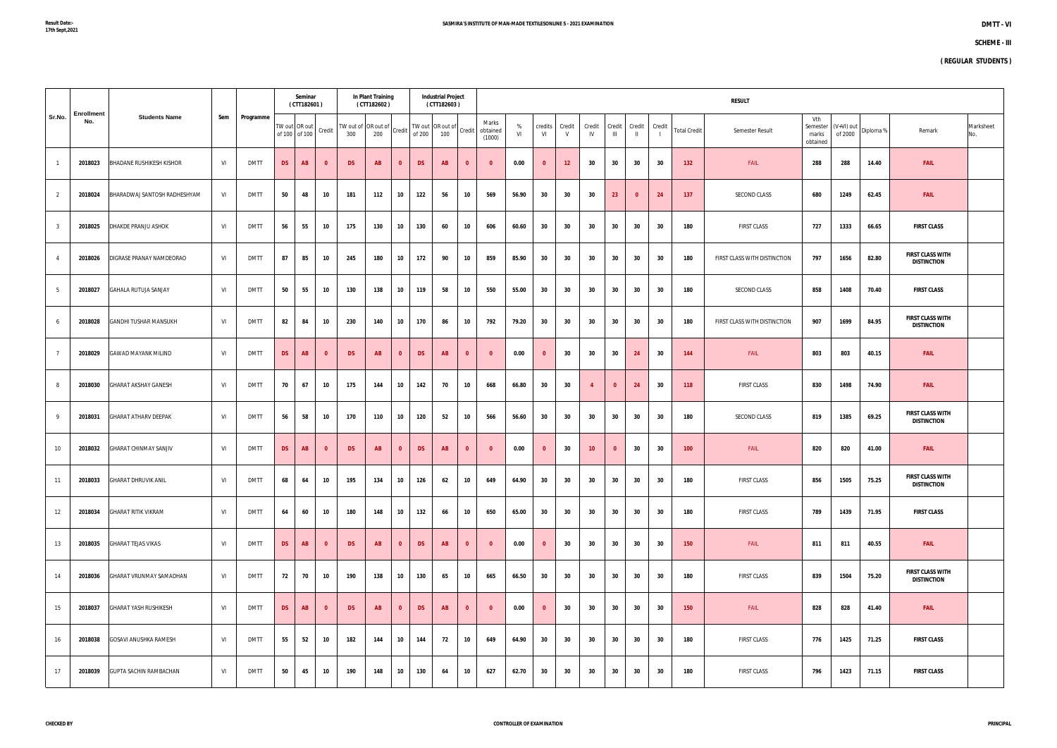Result Date:- 17th Sept,2021

**SASMIRA'S INSTITUTE OF MAN-MADE TEXTILESONLINE S - 2021 EXAMINATION**

**DMTT - VI**

**SCHEME - III**

**( REGULAR STUDENTS )**

| Sr.No. | Enrollment No. | Students Name | Sem | Programme | Seminar (CTT182601) | | | In Plant Training (CTT182602) | | | Industrial Project (CTT182603) | | | RESULT | | | | | | | | | | | | | | | |
|---|---|---|---|---|---|---|---|---|---|---|---|---|---|---|---|---|---|---|---|---|---|---|---|---|---|---|---|---|---|
| | | | | | TW out of 100 | OR out of 100 | Credit | TW out of 300 | OR out of 200 | Credit | TW out of 200 | OR out of 100 | Credit | Marks obtained (1000) | % VI | credits VI | Credit V | Credit IV | Credit III | Credit II | Credit I | Total Credit | Semester Result | Vth Semester marks obtained | (V+VI) out of 2000 | Diploma % | Remark | Marksheet No. |
| 1 | 2018023 | BHADANE RUSHIKESH KISHOR | VI | DMTT | DS | AB | 0 | DS | AB | 0 | DS | AB | 0 | 0 | 0.00 | 0 | 12 | 30 | 30 | 30 | 30 | 132 | FAIL | 288 | 288 | 14.40 | FAIL | |
| 2 | 2018024 | BHARADWAJ SANTOSH RADHESHYAM | VI | DMTT | 50 | 48 | 10 | 181 | 112 | 10 | 122 | 56 | 10 | 569 | 56.90 | 30 | 30 | 30 | 23 | 0 | 24 | 137 | SECOND CLASS | 680 | 1249 | 62.45 | FAIL | |
| 3 | 2018025 | DHAKDE PRANJU ASHOK | VI | DMTT | 56 | 55 | 10 | 175 | 130 | 10 | 130 | 60 | 10 | 606 | 60.60 | 30 | 30 | 30 | 30 | 30 | 30 | 180 | FIRST CLASS | 727 | 1333 | 66.65 | FIRST CLASS | |
| 4 | 2018026 | DIGRASE PRANAY NAMDEORAO | VI | DMTT | 87 | 85 | 10 | 245 | 180 | 10 | 172 | 90 | 10 | 859 | 85.90 | 30 | 30 | 30 | 30 | 30 | 30 | 180 | FIRST CLASS WITH DISTINCTION | 797 | 1656 | 82.80 | FIRST CLASS WITH DISTINCTION | |
| 5 | 2018027 | GAHALA RUTUJA SANJAY | VI | DMTT | 50 | 55 | 10 | 130 | 138 | 10 | 119 | 58 | 10 | 550 | 55.00 | 30 | 30 | 30 | 30 | 30 | 30 | 180 | SECOND CLASS | 858 | 1408 | 70.40 | FIRST CLASS | |
| 6 | 2018028 | GANDHI TUSHAR MANSUKH | VI | DMTT | 82 | 84 | 10 | 230 | 140 | 10 | 170 | 86 | 10 | 792 | 79.20 | 30 | 30 | 30 | 30 | 30 | 30 | 180 | FIRST CLASS WITH DISTINCTION | 907 | 1699 | 84.95 | FIRST CLASS WITH DISTINCTION | |
| 7 | 2018029 | GAWAD MAYANK MILIND | VI | DMTT | DS | AB | 0 | DS | AB | 0 | DS | AB | 0 | 0 | 0.00 | 0 | 30 | 30 | 30 | 24 | 30 | 144 | FAIL | 803 | 803 | 40.15 | FAIL | |
| 8 | 2018030 | GHARAT AKSHAY GANESH | VI | DMTT | 70 | 67 | 10 | 175 | 144 | 10 | 142 | 70 | 10 | 668 | 66.80 | 30 | 30 | 4 | 0 | 24 | 30 | 118 | FIRST CLASS | 830 | 1498 | 74.90 | FAIL | |
| 9 | 2018031 | GHARAT ATHARV DEEPAK | VI | DMTT | 56 | 58 | 10 | 170 | 110 | 10 | 120 | 52 | 10 | 566 | 56.60 | 30 | 30 | 30 | 30 | 30 | 30 | 180 | SECOND CLASS | 819 | 1385 | 69.25 | FIRST CLASS WITH DISTINCTION | |
| 10 | 2018032 | GHARAT CHINMAY SANJIV | VI | DMTT | DS | AB | 0 | DS | AB | 0 | DS | AB | 0 | 0 | 0.00 | 0 | 30 | 10 | 0 | 30 | 30 | 100 | FAIL | 820 | 820 | 41.00 | FAIL | |
| 11 | 2018033 | GHARAT DHRUVIK ANIL | VI | DMTT | 68 | 64 | 10 | 195 | 134 | 10 | 126 | 62 | 10 | 649 | 64.90 | 30 | 30 | 30 | 30 | 30 | 30 | 180 | FIRST CLASS | 856 | 1505 | 75.25 | FIRST CLASS WITH DISTINCTION | |
| 12 | 2018034 | GHARAT RITIK VIKRAM | VI | DMTT | 64 | 60 | 10 | 180 | 148 | 10 | 132 | 66 | 10 | 650 | 65.00 | 30 | 30 | 30 | 30 | 30 | 30 | 180 | FIRST CLASS | 789 | 1439 | 71.95 | FIRST CLASS | |
| 13 | 2018035 | GHARAT TEJAS VIKAS | VI | DMTT | DS | AB | 0 | DS | AB | 0 | DS | AB | 0 | 0 | 0.00 | 0 | 30 | 30 | 30 | 30 | 30 | 150 | FAIL | 811 | 811 | 40.55 | FAIL | |
| 14 | 2018036 | GHARAT VRUNMAY SAMADHAN | VI | DMTT | 72 | 70 | 10 | 190 | 138 | 10 | 130 | 65 | 10 | 665 | 66.50 | 30 | 30 | 30 | 30 | 30 | 30 | 180 | FIRST CLASS | 839 | 1504 | 75.20 | FIRST CLASS WITH DISTINCTION | |
| 15 | 2018037 | GHARAT YASH RUSHIKESH | VI | DMTT | DS | AB | 0 | DS | AB | 0 | DS | AB | 0 | 0 | 0.00 | 0 | 30 | 30 | 30 | 30 | 30 | 150 | FAIL | 828 | 828 | 41.40 | FAIL | |
| 16 | 2018038 | GOSAVI ANUSHKA RAMESH | VI | DMTT | 55 | 52 | 10 | 182 | 144 | 10 | 144 | 72 | 10 | 649 | 64.90 | 30 | 30 | 30 | 30 | 30 | 30 | 180 | FIRST CLASS | 776 | 1425 | 71.25 | FIRST CLASS | |
| 17 | 2018039 | GUPTA SACHIN RAMBACHAN | VI | DMTT | 50 | 45 | 10 | 190 | 148 | 10 | 130 | 64 | 10 | 627 | 62.70 | 30 | 30 | 30 | 30 | 30 | 30 | 180 | FIRST CLASS | 796 | 1423 | 71.15 | FIRST CLASS | |

**CHECKED BY** **CONTROLLER OF EXAMINATION** **PRINCIPAL**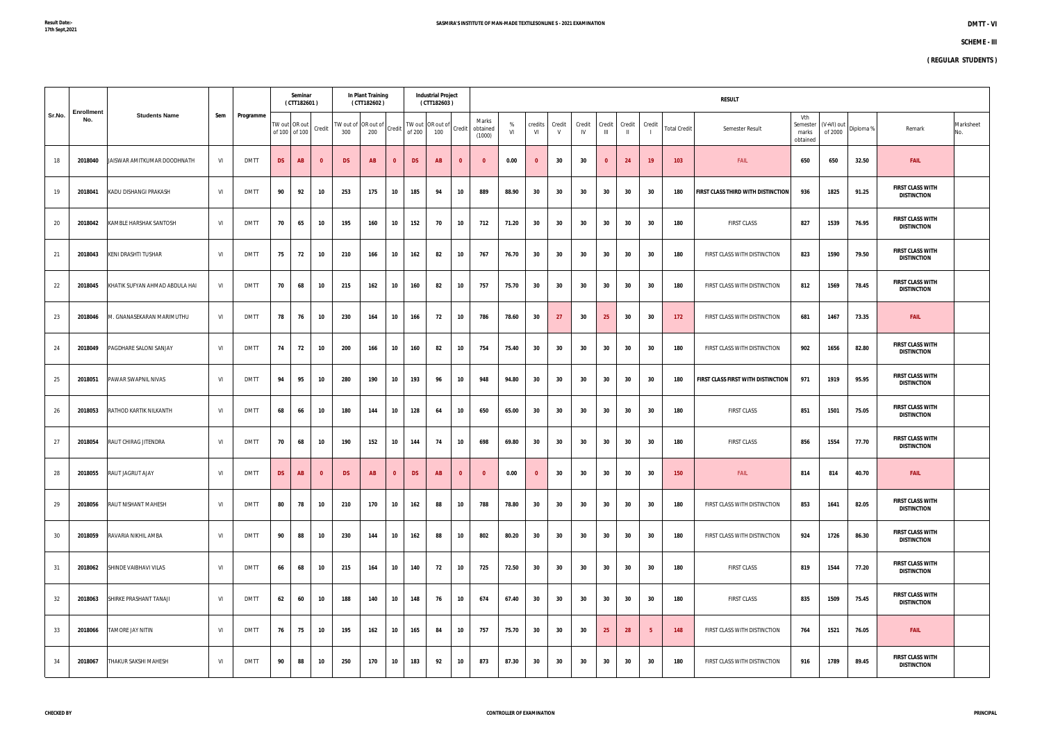Result Date:-
17th Sept,2021

**SASMIRA'S INSTITUTE OF MAN-MADE TEXTILESONLINE S - 2021 EXAMINATION**

**DMTT - VI**

**SCHEME - III**

**( REGULAR STUDENTS )**

| Sr.No. | Enrollment No. | Students Name | Sem | Programme | Seminar ( CTT182601 ) | | | In Plant Training ( CTT182602 ) | | | Industrial Project ( CTT182603 ) | | | RESULT | | | | | | | | | | | | | | | | |
|---|---|---|---|---|---|---|---|---|---|---|---|---|---|---|---|---|---|---|---|---|---|---|---|---|---|---|---|---|---|---|
| | | | | | TW out of 100 | OR out of 100 | Credit | TW out of 300 | OR out of 200 | Credit | TW out of 200 | OR out of 100 | Credit | Marks obtained (1000) | % VI | credits VI | Credit V | Credit IV | Credit III | Credit II | Credit I | Total Credit | Semester Result | Vth Semester marks obtained | (V+VI) out of 2000 | Diploma % | Remark | Marksheet No. |
| 18 | 2018040 | JAISWAR AMITKUMAR DOODHNATH | VI | DMTT | DS | AB | 0 | DS | AB | 0 | DS | AB | 0 | 0 | 0.00 | 0 | 30 | 30 | 0 | 24 | 19 | 103 | FAIL | 650 | 650 | 32.50 | FAIL | |
| 19 | 2018041 | KADU DISHANGI PRAKASH | VI | DMTT | 90 | 92 | 10 | 253 | 175 | 10 | 185 | 94 | 10 | 889 | 88.90 | 30 | 30 | 30 | 30 | 30 | 30 | 180 | FIRST CLASS THIRD WITH DISTINCTION | 936 | 1825 | 91.25 | FIRST CLASS WITH DISTINCTION | |
| 20 | 2018042 | KAMBLE HARSHAK SANTOSH | VI | DMTT | 70 | 65 | 10 | 195 | 160 | 10 | 152 | 70 | 10 | 712 | 71.20 | 30 | 30 | 30 | 30 | 30 | 30 | 180 | FIRST CLASS | 827 | 1539 | 76.95 | FIRST CLASS WITH DISTINCTION | |
| 21 | 2018043 | KENI DRASHTI TUSHAR | VI | DMTT | 75 | 72 | 10 | 210 | 166 | 10 | 162 | 82 | 10 | 767 | 76.70 | 30 | 30 | 30 | 30 | 30 | 30 | 180 | FIRST CLASS WITH DISTINCTION | 823 | 1590 | 79.50 | FIRST CLASS WITH DISTINCTION | |
| 22 | 2018045 | KHATIK SUFYAN AHMAD ABDULA HAI | VI | DMTT | 70 | 68 | 10 | 215 | 162 | 10 | 160 | 82 | 10 | 757 | 75.70 | 30 | 30 | 30 | 30 | 30 | 30 | 180 | FIRST CLASS WITH DISTINCTION | 812 | 1569 | 78.45 | FIRST CLASS WITH DISTINCTION | |
| 23 | 2018046 | M. GNANASEKARAN MARIMUTHU | VI | DMTT | 78 | 76 | 10 | 230 | 164 | 10 | 166 | 72 | 10 | 786 | 78.60 | 30 | 27 | 30 | 25 | 30 | 30 | 172 | FIRST CLASS WITH DISTINCTION | 681 | 1467 | 73.35 | FAIL | |
| 24 | 2018049 | PAGDHARE SALONI SANJAY | VI | DMTT | 74 | 72 | 10 | 200 | 166 | 10 | 160 | 82 | 10 | 754 | 75.40 | 30 | 30 | 30 | 30 | 30 | 30 | 180 | FIRST CLASS WITH DISTINCTION | 902 | 1656 | 82.80 | FIRST CLASS WITH DISTINCTION | |
| 25 | 2018051 | PAWAR SWAPNIL NIVAS | VI | DMTT | 94 | 95 | 10 | 280 | 190 | 10 | 193 | 96 | 10 | 948 | 94.80 | 30 | 30 | 30 | 30 | 30 | 30 | 180 | FIRST CLASS FIRST WITH DISTINCTION | 971 | 1919 | 95.95 | FIRST CLASS WITH DISTINCTION | |
| 26 | 2018053 | RATHOD KARTIK NILKANTH | VI | DMTT | 68 | 66 | 10 | 180 | 144 | 10 | 128 | 64 | 10 | 650 | 65.00 | 30 | 30 | 30 | 30 | 30 | 30 | 180 | FIRST CLASS | 851 | 1501 | 75.05 | FIRST CLASS WITH DISTINCTION | |
| 27 | 2018054 | RAUT CHIRAG JITENDRA | VI | DMTT | 70 | 68 | 10 | 190 | 152 | 10 | 144 | 74 | 10 | 698 | 69.80 | 30 | 30 | 30 | 30 | 30 | 30 | 180 | FIRST CLASS | 856 | 1554 | 77.70 | FIRST CLASS WITH DISTINCTION | |
| 28 | 2018055 | RAUT JAGRUT AJAY | VI | DMTT | DS | AB | 0 | DS | AB | 0 | DS | AB | 0 | 0 | 0.00 | 0 | 30 | 30 | 30 | 30 | 30 | 150 | FAIL | 814 | 814 | 40.70 | FAIL | |
| 29 | 2018056 | RAUT NISHANT MAHESH | VI | DMTT | 80 | 78 | 10 | 210 | 170 | 10 | 162 | 88 | 10 | 788 | 78.80 | 30 | 30 | 30 | 30 | 30 | 30 | 180 | FIRST CLASS WITH DISTINCTION | 853 | 1641 | 82.05 | FIRST CLASS WITH DISTINCTION | |
| 30 | 2018059 | RAVARIA NIKHIL AMBA | VI | DMTT | 90 | 88 | 10 | 230 | 144 | 10 | 162 | 88 | 10 | 802 | 80.20 | 30 | 30 | 30 | 30 | 30 | 30 | 180 | FIRST CLASS WITH DISTINCTION | 924 | 1726 | 86.30 | FIRST CLASS WITH DISTINCTION | |
| 31 | 2018062 | SHINDE VAIBHAVI VILAS | VI | DMTT | 66 | 68 | 10 | 215 | 164 | 10 | 140 | 72 | 10 | 725 | 72.50 | 30 | 30 | 30 | 30 | 30 | 30 | 180 | FIRST CLASS | 819 | 1544 | 77.20 | FIRST CLASS WITH DISTINCTION | |
| 32 | 2018063 | SHIRKE PRASHANT TANAJI | VI | DMTT | 62 | 60 | 10 | 188 | 140 | 10 | 148 | 76 | 10 | 674 | 67.40 | 30 | 30 | 30 | 30 | 30 | 30 | 180 | FIRST CLASS | 835 | 1509 | 75.45 | FIRST CLASS WITH DISTINCTION | |
| 33 | 2018066 | TAMORE JAY NITIN | VI | DMTT | 76 | 75 | 10 | 195 | 162 | 10 | 165 | 84 | 10 | 757 | 75.70 | 30 | 30 | 30 | 25 | 28 | 5 | 148 | FIRST CLASS WITH DISTINCTION | 764 | 1521 | 76.05 | FAIL | |
| 34 | 2018067 | THAKUR SAKSHI MAHESH | VI | DMTT | 90 | 88 | 10 | 250 | 170 | 10 | 183 | 92 | 10 | 873 | 87.30 | 30 | 30 | 30 | 30 | 30 | 30 | 180 | FIRST CLASS WITH DISTINCTION | 916 | 1789 | 89.45 | FIRST CLASS WITH DISTINCTION | |

**CHECKED BY** **CONTROLLER OF EXAMINATION** **PRINCIPAL**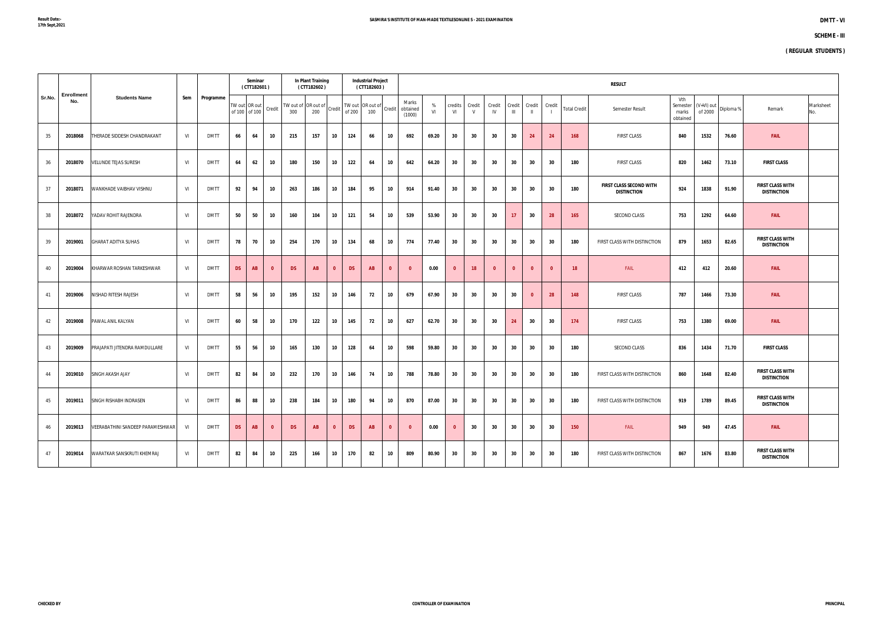**Result Date:- 17th Sept,2021**

**SASMIRA'S INSTITUTE OF MAN-MADE TEXTILESONLINE S - 2021 EXAMINATION**

**DMTT - VI**

**SCHEME - III**

**( REGULAR STUDENTS )**

| Sr.No. | Enrollment No. | Students Name | Sem | Programme | Seminar ( CTT182601 ) | | | In Plant Training ( CTT182602 ) | | | Industrial Project ( CTT182603 ) | | | RESULT | | | | | | | | | | | | | | | | |
|---|---|---|---|---|---|---|---|---|---|---|---|---|---|---|---|---|---|---|---|---|---|---|---|---|---|---|---|---|---|---|
| | | | | | TW out of 100 | OR out of 100 | Credit | TW out of 300 | OR out of 200 | Credit | TW out of 200 | OR out of 100 | Credit | Marks obtained (1000) | % VI | credits VI | Credit V | Credit IV | Credit III | Credit II | Credit I | Total Credit | Semester Result | Vth Semester marks obtained | (V+VI) out of 2000 | Diploma % | Remark | Marksheet No. |
| 35 | 2018068 | THERADE SIDDESH CHANDRAKANT | VI | DMTT | 66 | 64 | 10 | 215 | 157 | 10 | 124 | 66 | 10 | 692 | 69.20 | 30 | 30 | 30 | 30 | 24 | 24 | 168 | FIRST CLASS | 840 | 1532 | 76.60 | FAIL | |
| 36 | 2018070 | VELUNDE TEJAS SURESH | VI | DMTT | 64 | 62 | 10 | 180 | 150 | 10 | 122 | 64 | 10 | 642 | 64.20 | 30 | 30 | 30 | 30 | 30 | 30 | 180 | FIRST CLASS | 820 | 1462 | 73.10 | FIRST CLASS | |
| 37 | 2018071 | WANKHADE VAIBHAV VISHNU | VI | DMTT | 92 | 94 | 10 | 263 | 186 | 10 | 184 | 95 | 10 | 914 | 91.40 | 30 | 30 | 30 | 30 | 30 | 30 | 180 | FIRST CLASS SECOND WITH DISTINCTION | 924 | 1838 | 91.90 | FIRST CLASS WITH DISTINCTION | |
| 38 | 2018072 | YADAV ROHIT RAJENDRA | VI | DMTT | 50 | 50 | 10 | 160 | 104 | 10 | 121 | 54 | 10 | 539 | 53.90 | 30 | 30 | 30 | 17 | 30 | 28 | 165 | SECOND CLASS | 753 | 1292 | 64.60 | FAIL | |
| 39 | 2019001 | GHARAT ADITYA SUHAS | VI | DMTT | 78 | 70 | 10 | 254 | 170 | 10 | 134 | 68 | 10 | 774 | 77.40 | 30 | 30 | 30 | 30 | 30 | 30 | 180 | FIRST CLASS WITH DISTINCTION | 879 | 1653 | 82.65 | FIRST CLASS WITH DISTINCTION | |
| 40 | 2019004 | KHARWAR ROSHAN TARKESHWAR | VI | DMTT | DS | AB | 0 | DS | AB | 0 | DS | AB | 0 | 0 | 0.00 | 0 | 18 | 0 | 0 | 0 | 0 | 18 | FAIL | 412 | 412 | 20.60 | FAIL | |
| 41 | 2019006 | NISHAD RITESH RAJESH | VI | DMTT | 58 | 56 | 10 | 195 | 152 | 10 | 146 | 72 | 10 | 679 | 67.90 | 30 | 30 | 30 | 30 | 0 | 28 | 148 | FIRST CLASS | 787 | 1466 | 73.30 | FAIL | |
| 42 | 2019008 | PAWAL ANIL KALYAN | VI | DMTT | 60 | 58 | 10 | 170 | 122 | 10 | 145 | 72 | 10 | 627 | 62.70 | 30 | 30 | 30 | 24 | 30 | 30 | 174 | FIRST CLASS | 753 | 1380 | 69.00 | FAIL | |
| 43 | 2019009 | PRAJAPATI JITENDRA RAMDULLARE | VI | DMTT | 55 | 56 | 10 | 165 | 130 | 10 | 128 | 64 | 10 | 598 | 59.80 | 30 | 30 | 30 | 30 | 30 | 30 | 180 | SECOND CLASS | 836 | 1434 | 71.70 | FIRST CLASS | |
| 44 | 2019010 | SINGH AKASH AJAY | VI | DMTT | 82 | 84 | 10 | 232 | 170 | 10 | 146 | 74 | 10 | 788 | 78.80 | 30 | 30 | 30 | 30 | 30 | 30 | 180 | FIRST CLASS WITH DISTINCTION | 860 | 1648 | 82.40 | FIRST CLASS WITH DISTINCTION | |
| 45 | 2019011 | SINGH RISHABH INDRASEN | VI | DMTT | 86 | 88 | 10 | 238 | 184 | 10 | 180 | 94 | 10 | 870 | 87.00 | 30 | 30 | 30 | 30 | 30 | 30 | 180 | FIRST CLASS WITH DISTINCTION | 919 | 1789 | 89.45 | FIRST CLASS WITH DISTINCTION | |
| 46 | 2019013 | VEERABATHINI SANDEEP PARAMESHWAR | VI | DMTT | DS | AB | 0 | DS | AB | 0 | DS | AB | 0 | 0 | 0.00 | 0 | 30 | 30 | 30 | 30 | 30 | 150 | FAIL | 949 | 949 | 47.45 | FAIL | |
| 47 | 2019014 | WARATKAR SANSKRUTI KHEMRAJ | VI | DMTT | 82 | 84 | 10 | 225 | 166 | 10 | 170 | 82 | 10 | 809 | 80.90 | 30 | 30 | 30 | 30 | 30 | 30 | 180 | FIRST CLASS WITH DISTINCTION | 867 | 1676 | 83.80 | FIRST CLASS WITH DISTINCTION | |

**CHECKED BY** **CONTROLLER OF EXAMINATION** **PRINCIPAL**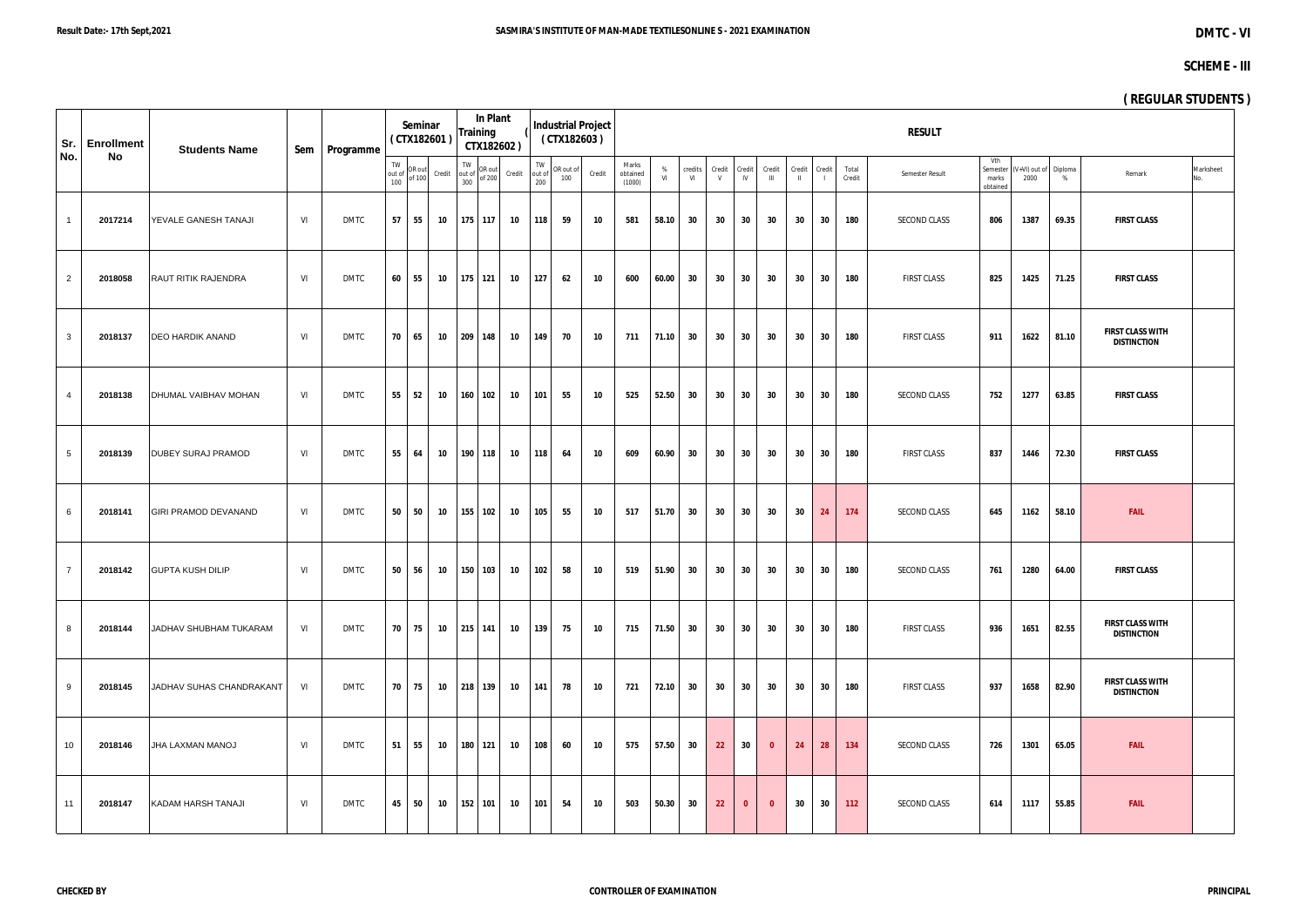Result Date:- 17th Sept,2021

# SASMIRA'S INSTITUTE OF MAN-MADE TEXTILESONLINE S - 2021 EXAMINATION

**DMTC - VI**

**SCHEME - III**

**( REGULAR STUDENTS )**

| Sr. No. | Enrollment No | Students Name | Sem | Programme | Seminar (CTX182601) | | | In Plant Training (CTX182602) | | | Industrial Project (CTX182603) | | | RESULT | | | | | | | | | | | | | | | | |
|---|---|---|---|---|---|---|---|---|---|---|---|---|---|---|---|---|---|---|---|---|---|---|---|---|---|---|---|---|---|---|
| | | | | | TW out of 100 | OR out of 100 | Credit | TW out of 300 | OR out of 200 | Credit | TW out of 200 | OR out of 100 | Credit | Marks obtained (1000) | % VI | credits VI | Credit V | Credit IV | Credit III | Credit II | Credit I | Total Credit | Semester Result | Vth Semester marks obtained | (V+VI) out of 2000 | Diploma % | Remark | Marksheet No. |
| 1 | 2017214 | YEVALE GANESH TANAJI | VI | DMTC | 57 | 55 | 10 | 175 | 117 | 10 | 118 | 59 | 10 | 581 | 58.10 | 30 | 30 | 30 | 30 | 30 | 30 | 180 | SECOND CLASS | 806 | 1387 | 69.35 | FIRST CLASS | |
| 2 | 2018058 | RAUT RITIK RAJENDRA | VI | DMTC | 60 | 55 | 10 | 175 | 121 | 10 | 127 | 62 | 10 | 600 | 60.00 | 30 | 30 | 30 | 30 | 30 | 30 | 180 | FIRST CLASS | 825 | 1425 | 71.25 | FIRST CLASS | |
| 3 | 2018137 | DEO HARDIK ANAND | VI | DMTC | 70 | 65 | 10 | 209 | 148 | 10 | 149 | 70 | 10 | 711 | 71.10 | 30 | 30 | 30 | 30 | 30 | 30 | 180 | FIRST CLASS | 911 | 1622 | 81.10 | FIRST CLASS WITH DISTINCTION | |
| 4 | 2018138 | DHUMAL VAIBHAV MOHAN | VI | DMTC | 55 | 52 | 10 | 160 | 102 | 10 | 101 | 55 | 10 | 525 | 52.50 | 30 | 30 | 30 | 30 | 30 | 30 | 180 | SECOND CLASS | 752 | 1277 | 63.85 | FIRST CLASS | |
| 5 | 2018139 | DUBEY SURAJ PRAMOD | VI | DMTC | 55 | 64 | 10 | 190 | 118 | 10 | 118 | 64 | 10 | 609 | 60.90 | 30 | 30 | 30 | 30 | 30 | 30 | 180 | FIRST CLASS | 837 | 1446 | 72.30 | FIRST CLASS | |
| 6 | 2018141 | GIRI PRAMOD DEVANAND | VI | DMTC | 50 | 50 | 10 | 155 | 102 | 10 | 105 | 55 | 10 | 517 | 51.70 | 30 | 30 | 30 | 30 | 30 | 24 | 174 | SECOND CLASS | 645 | 1162 | 58.10 | FAIL | |
| 7 | 2018142 | GUPTA KUSH DILIP | VI | DMTC | 50 | 56 | 10 | 150 | 103 | 10 | 102 | 58 | 10 | 519 | 51.90 | 30 | 30 | 30 | 30 | 30 | 30 | 180 | SECOND CLASS | 761 | 1280 | 64.00 | FIRST CLASS | |
| 8 | 2018144 | JADHAV SHUBHAM TUKARAM | VI | DMTC | 70 | 75 | 10 | 215 | 141 | 10 | 139 | 75 | 10 | 715 | 71.50 | 30 | 30 | 30 | 30 | 30 | 30 | 180 | FIRST CLASS | 936 | 1651 | 82.55 | FIRST CLASS WITH DISTINCTION | |
| 9 | 2018145 | JADHAV SUHAS CHANDRAKANT | VI | DMTC | 70 | 75 | 10 | 218 | 139 | 10 | 141 | 78 | 10 | 721 | 72.10 | 30 | 30 | 30 | 30 | 30 | 30 | 180 | FIRST CLASS | 937 | 1658 | 82.90 | FIRST CLASS WITH DISTINCTION | |
| 10 | 2018146 | JHA LAXMAN MANOJ | VI | DMTC | 51 | 55 | 10 | 180 | 121 | 10 | 108 | 60 | 10 | 575 | 57.50 | 30 | 22 | 30 | 0 | 24 | 28 | 134 | SECOND CLASS | 726 | 1301 | 65.05 | FAIL | |
| 11 | 2018147 | KADAM HARSH TANAJI | VI | DMTC | 45 | 50 | 10 | 152 | 101 | 10 | 101 | 54 | 10 | 503 | 50.30 | 30 | 22 | 0 | 0 | 30 | 30 | 112 | SECOND CLASS | 614 | 1117 | 55.85 | FAIL | |

CHECKED BY | CONTROLLER OF EXAMINATION | PRINCIPAL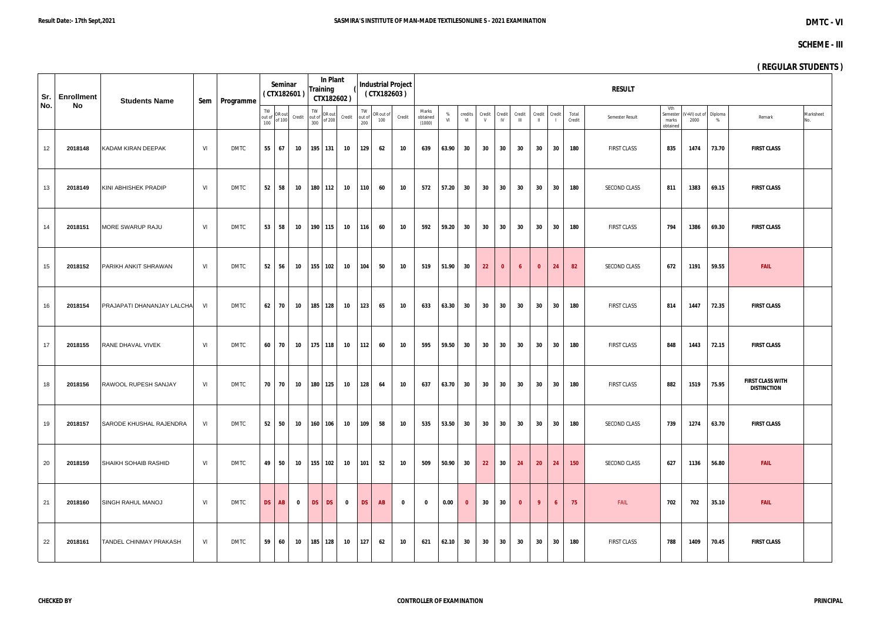Result Date:- 17th Sept,2021

# SASMIRA'S INSTITUTE OF MAN-MADE TEXTILESONLINE S - 2021 EXAMINATION

**DMTC - VI**

**SCHEME - III**

**( REGULAR STUDENTS )**

| Sr. No. | Enrollment No | Students Name | Sem | Programme | Seminar ( CTX182601 ) | | | In Plant Training ( CTX182602 ) | | | Industrial Project ( CTX182603 ) | | | RESULT | | | | | | | | | | | | | | | | |
|---|---|---|---|---|---|---|---|---|---|---|---|---|---|---|---|---|---|---|---|---|---|---|---|---|---|---|---|---|---|---|
| | | | | | TW out of 100 | OR out of 100 | Credit | TW out of 300 | OR out of 200 | Credit | TW out of 200 | OR out of 100 | Credit | Marks obtained (1000) | % VI | credits VI | Credit V | Credit IV | Credit III | Credit II | Credit I | Total Credit | Semester Result | Vth Semester marks obtained | (V+VI) out of 2000 | Diploma % | Remark | Marksheet No. |
| 12 | 2018148 | KADAM KIRAN DEEPAK | VI | DMTC | 55 | 67 | 10 | 195 | 131 | 10 | 129 | 62 | 10 | 639 | 63.90 | 30 | 30 | 30 | 30 | 30 | 30 | 180 | FIRST CLASS | 835 | 1474 | 73.70 | FIRST CLASS | |
| 13 | 2018149 | KINI ABHISHEK PRADIP | VI | DMTC | 52 | 58 | 10 | 180 | 112 | 10 | 110 | 60 | 10 | 572 | 57.20 | 30 | 30 | 30 | 30 | 30 | 30 | 180 | SECOND CLASS | 811 | 1383 | 69.15 | FIRST CLASS | |
| 14 | 2018151 | MORE SWARUP RAJU | VI | DMTC | 53 | 58 | 10 | 190 | 115 | 10 | 116 | 60 | 10 | 592 | 59.20 | 30 | 30 | 30 | 30 | 30 | 30 | 180 | FIRST CLASS | 794 | 1386 | 69.30 | FIRST CLASS | |
| 15 | 2018152 | PARIKH ANKIT SHRAWAN | VI | DMTC | 52 | 56 | 10 | 155 | 102 | 10 | 104 | 50 | 10 | 519 | 51.90 | 30 | 22 | 0 | 6 | 0 | 24 | 82 | SECOND CLASS | 672 | 1191 | 59.55 | FAIL | |
| 16 | 2018154 | PRAJAPATI DHANANJAY LALCHA | VI | DMTC | 62 | 70 | 10 | 185 | 128 | 10 | 123 | 65 | 10 | 633 | 63.30 | 30 | 30 | 30 | 30 | 30 | 30 | 180 | FIRST CLASS | 814 | 1447 | 72.35 | FIRST CLASS | |
| 17 | 2018155 | RANE DHAVAL VIVEK | VI | DMTC | 60 | 70 | 10 | 175 | 118 | 10 | 112 | 60 | 10 | 595 | 59.50 | 30 | 30 | 30 | 30 | 30 | 30 | 180 | FIRST CLASS | 848 | 1443 | 72.15 | FIRST CLASS | |
| 18 | 2018156 | RAWOOL RUPESH SANJAY | VI | DMTC | 70 | 70 | 10 | 180 | 125 | 10 | 128 | 64 | 10 | 637 | 63.70 | 30 | 30 | 30 | 30 | 30 | 30 | 180 | FIRST CLASS | 882 | 1519 | 75.95 | FIRST CLASS WITH DISTINCTION | |
| 19 | 2018157 | SARODE KHUSHAL RAJENDRA | VI | DMTC | 52 | 50 | 10 | 160 | 106 | 10 | 109 | 58 | 10 | 535 | 53.50 | 30 | 30 | 30 | 30 | 30 | 30 | 180 | SECOND CLASS | 739 | 1274 | 63.70 | FIRST CLASS | |
| 20 | 2018159 | SHAIKH SOHAIB RASHID | VI | DMTC | 49 | 50 | 10 | 155 | 102 | 10 | 101 | 52 | 10 | 509 | 50.90 | 30 | 22 | 30 | 24 | 20 | 24 | 150 | SECOND CLASS | 627 | 1136 | 56.80 | FAIL | |
| 21 | 2018160 | SINGH RAHUL MANOJ | VI | DMTC | DS | AB | 0 | DS | DS | 0 | DS | AB | 0 | 0 | 0.00 | 0 | 30 | 30 | 0 | 9 | 6 | 75 | FAIL | 702 | 702 | 35.10 | FAIL | |
| 22 | 2018161 | TANDEL CHINMAY PRAKASH | VI | DMTC | 59 | 60 | 10 | 185 | 128 | 10 | 127 | 62 | 10 | 621 | 62.10 | 30 | 30 | 30 | 30 | 30 | 30 | 180 | FIRST CLASS | 788 | 1409 | 70.45 | FIRST CLASS | |

CHECKED BY | CONTROLLER OF EXAMINATION | PRINCIPAL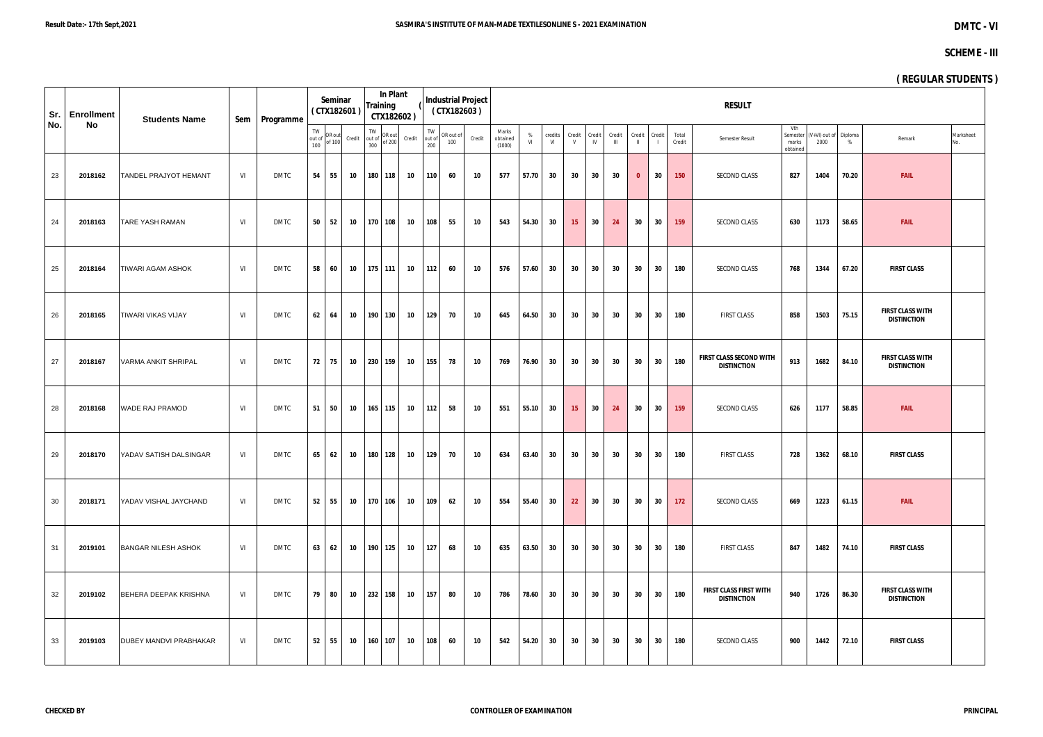Result Date:- 17th Sept,2021

**SASMIRA'S INSTITUTE OF MAN-MADE TEXTILESONLINE S - 2021 EXAMINATION**

**DMTC - VI**

**SCHEME - III**

**( REGULAR STUDENTS )**

| Sr. No. | Enrollment No | Students Name | Sem | Programme | Seminar ( CTX182601 ) | | | In Plant Training ( CTX182602 ) | | | Industrial Project ( CTX182603 ) | | | RESULT | | | | | | | | | | | | | | | | |
|---|---|---|---|---|---|---|---|---|---|---|---|---|---|---|---|---|---|---|---|---|---|---|---|---|---|---|---|---|---|---|
| | | | | | TW out of 100 | OR out of 100 | Credit | TW out of 300 | OR out of 200 | Credit | TW out of 200 | OR out of 100 | Credit | Marks obtained (1000) | % VI | credits VI | Credit V | Credit IV | Credit III | Credit II | Credit I | Total Credit | Semester Result | Vth Semester marks obtained | (V+VI) out of 2000 | Diploma % | Remark | Marksheet No. |
| 23 | 2018162 | TANDEL PRAJYOT HEMANT | VI | DMTC | 54 | 55 | 10 | 180 | 118 | 10 | 110 | 60 | 10 | 577 | 57.70 | 30 | 30 | 30 | 30 | 0 | 30 | 150 | SECOND CLASS | 827 | 1404 | 70.20 | FAIL | |
| 24 | 2018163 | TARE YASH RAMAN | VI | DMTC | 50 | 52 | 10 | 170 | 108 | 10 | 108 | 55 | 10 | 543 | 54.30 | 30 | 15 | 30 | 24 | 30 | 30 | 159 | SECOND CLASS | 630 | 1173 | 58.65 | FAIL | |
| 25 | 2018164 | TIWARI AGAM ASHOK | VI | DMTC | 58 | 60 | 10 | 175 | 111 | 10 | 112 | 60 | 10 | 576 | 57.60 | 30 | 30 | 30 | 30 | 30 | 30 | 180 | SECOND CLASS | 768 | 1344 | 67.20 | FIRST CLASS | |
| 26 | 2018165 | TIWARI VIKAS VIJAY | VI | DMTC | 62 | 64 | 10 | 190 | 130 | 10 | 129 | 70 | 10 | 645 | 64.50 | 30 | 30 | 30 | 30 | 30 | 30 | 180 | FIRST CLASS | 858 | 1503 | 75.15 | FIRST CLASS WITH DISTINCTION | |
| 27 | 2018167 | VARMA ANKIT SHRIPAL | VI | DMTC | 72 | 75 | 10 | 230 | 159 | 10 | 155 | 78 | 10 | 769 | 76.90 | 30 | 30 | 30 | 30 | 30 | 30 | 180 | FIRST CLASS SECOND WITH DISTINCTION | 913 | 1682 | 84.10 | FIRST CLASS WITH DISTINCTION | |
| 28 | 2018168 | WADE RAJ PRAMOD | VI | DMTC | 51 | 50 | 10 | 165 | 115 | 10 | 112 | 58 | 10 | 551 | 55.10 | 30 | 15 | 30 | 24 | 30 | 30 | 159 | SECOND CLASS | 626 | 1177 | 58.85 | FAIL | |
| 29 | 2018170 | YADAV SATISH DALSINGAR | VI | DMTC | 65 | 62 | 10 | 180 | 128 | 10 | 129 | 70 | 10 | 634 | 63.40 | 30 | 30 | 30 | 30 | 30 | 30 | 180 | FIRST CLASS | 728 | 1362 | 68.10 | FIRST CLASS | |
| 30 | 2018171 | YADAV VISHAL JAYCHAND | VI | DMTC | 52 | 55 | 10 | 170 | 106 | 10 | 109 | 62 | 10 | 554 | 55.40 | 30 | 22 | 30 | 30 | 30 | 30 | 172 | SECOND CLASS | 669 | 1223 | 61.15 | FAIL | |
| 31 | 2019101 | BANGAR NILESH ASHOK | VI | DMTC | 63 | 62 | 10 | 190 | 125 | 10 | 127 | 68 | 10 | 635 | 63.50 | 30 | 30 | 30 | 30 | 30 | 30 | 180 | FIRST CLASS | 847 | 1482 | 74.10 | FIRST CLASS | |
| 32 | 2019102 | BEHERA DEEPAK KRISHNA | VI | DMTC | 79 | 80 | 10 | 232 | 158 | 10 | 157 | 80 | 10 | 786 | 78.60 | 30 | 30 | 30 | 30 | 30 | 30 | 180 | FIRST CLASS FIRST WITH DISTINCTION | 940 | 1726 | 86.30 | FIRST CLASS WITH DISTINCTION | |
| 33 | 2019103 | DUBEY MANDVI PRABHAKAR | VI | DMTC | 52 | 55 | 10 | 160 | 107 | 10 | 108 | 60 | 10 | 542 | 54.20 | 30 | 30 | 30 | 30 | 30 | 30 | 180 | SECOND CLASS | 900 | 1442 | 72.10 | FIRST CLASS | |

**CHECKED BY** **CONTROLLER OF EXAMINATION** **PRINCIPAL**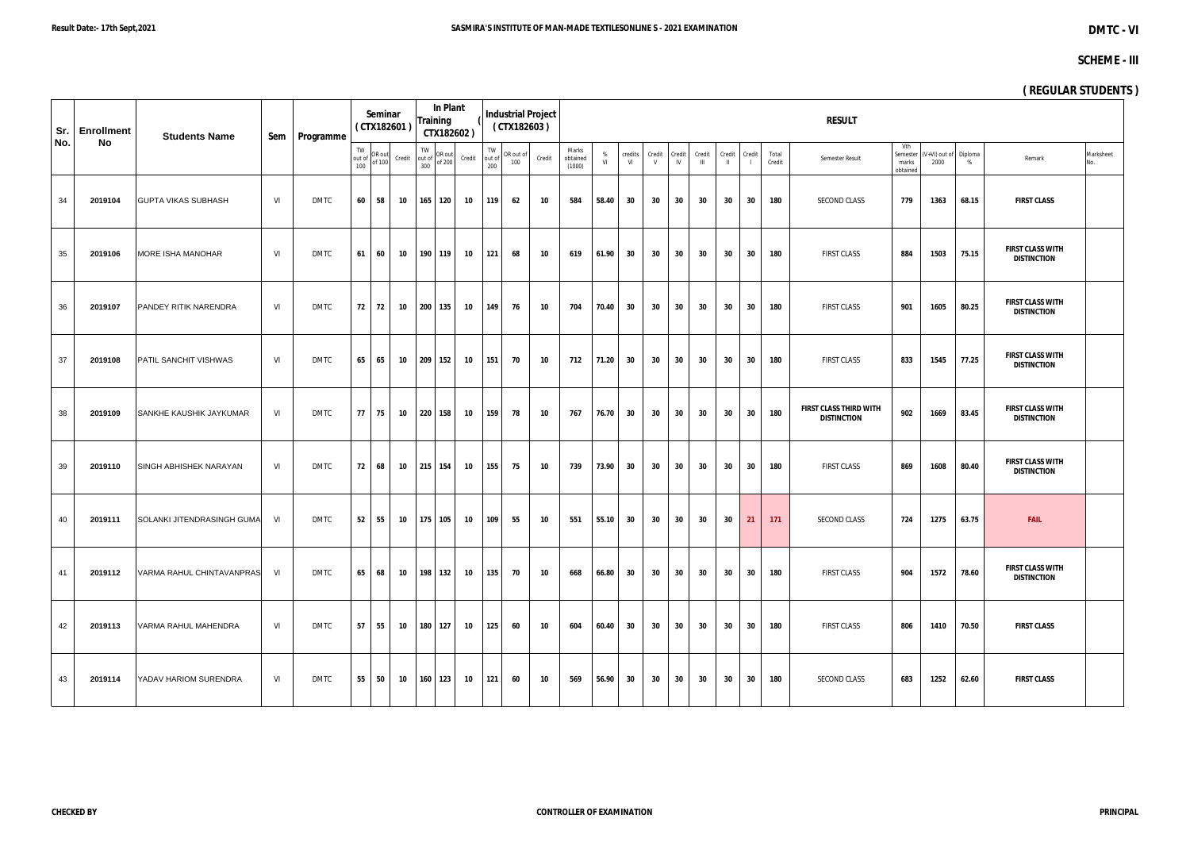Result Date:- 17th Sept,2021

## SASMIRA'S INSTITUTE OF MAN-MADE TEXTILESONLINE S - 2021 EXAMINATION

**DMTC - VI**

**SCHEME - III**

**( REGULAR STUDENTS )**

| Sr. No. | Enrollment No | Students Name | Sem | Programme | Seminar (CTX182601) | | | In Plant Training (CTX182602) | | | Industrial Project (CTX182603) | | | RESULT | | | | | | | | | | | | | | | |
|---|---|---|---|---|---|---|---|---|---|---|---|---|---|---|---|---|---|---|---|---|---|---|---|---|---|---|---|---|---|
| | | | | | TW out of 100 | OR out of 100 | Credit | TW out of 300 | OR out of 200 | Credit | TW out of 200 | OR out of 100 | Credit | Marks obtained (1000) | % VI | credits VI | Credit V | Credit IV | Credit III | Credit II | Credit I | Total Credit | Semester Result | Vth Semester marks obtained | (V+VI) out of 2000 | Diploma % | Remark | Marksheet No. |
| 34 | 2019104 | GUPTA VIKAS SUBHASH | VI | DMTC | 60 | 58 | 10 | 165 | 120 | 10 | 119 | 62 | 10 | 584 | 58.40 | 30 | 30 | 30 | 30 | 30 | 30 | 180 | SECOND CLASS | 779 | 1363 | 68.15 | FIRST CLASS | |
| 35 | 2019106 | MORE ISHA MANOHAR | VI | DMTC | 61 | 60 | 10 | 190 | 119 | 10 | 121 | 68 | 10 | 619 | 61.90 | 30 | 30 | 30 | 30 | 30 | 30 | 180 | FIRST CLASS | 884 | 1503 | 75.15 | FIRST CLASS WITH DISTINCTION | |
| 36 | 2019107 | PANDEY RITIK NARENDRA | VI | DMTC | 72 | 72 | 10 | 200 | 135 | 10 | 149 | 76 | 10 | 704 | 70.40 | 30 | 30 | 30 | 30 | 30 | 30 | 180 | FIRST CLASS | 901 | 1605 | 80.25 | FIRST CLASS WITH DISTINCTION | |
| 37 | 2019108 | PATIL SANCHIT VISHWAS | VI | DMTC | 65 | 65 | 10 | 209 | 152 | 10 | 151 | 70 | 10 | 712 | 71.20 | 30 | 30 | 30 | 30 | 30 | 30 | 180 | FIRST CLASS | 833 | 1545 | 77.25 | FIRST CLASS WITH DISTINCTION | |
| 38 | 2019109 | SANKHE KAUSHIK JAYKUMAR | VI | DMTC | 77 | 75 | 10 | 220 | 158 | 10 | 159 | 78 | 10 | 767 | 76.70 | 30 | 30 | 30 | 30 | 30 | 30 | 180 | FIRST CLASS THIRD WITH DISTINCTION | 902 | 1669 | 83.45 | FIRST CLASS WITH DISTINCTION | |
| 39 | 2019110 | SINGH ABHISHEK NARAYAN | VI | DMTC | 72 | 68 | 10 | 215 | 154 | 10 | 155 | 75 | 10 | 739 | 73.90 | 30 | 30 | 30 | 30 | 30 | 30 | 180 | FIRST CLASS | 869 | 1608 | 80.40 | FIRST CLASS WITH DISTINCTION | |
| 40 | 2019111 | SOLANKI JITENDRASINGH GUMA | VI | DMTC | 52 | 55 | 10 | 175 | 105 | 10 | 109 | 55 | 10 | 551 | 55.10 | 30 | 30 | 30 | 30 | 30 | 21 | 171 | SECOND CLASS | 724 | 1275 | 63.75 | FAIL | |
| 41 | 2019112 | VARMA RAHUL CHINTAVANPRAS | VI | DMTC | 65 | 68 | 10 | 198 | 132 | 10 | 135 | 70 | 10 | 668 | 66.80 | 30 | 30 | 30 | 30 | 30 | 30 | 180 | FIRST CLASS | 904 | 1572 | 78.60 | FIRST CLASS WITH DISTINCTION | |
| 42 | 2019113 | VARMA RAHUL MAHENDRA | VI | DMTC | 57 | 55 | 10 | 180 | 127 | 10 | 125 | 60 | 10 | 604 | 60.40 | 30 | 30 | 30 | 30 | 30 | 30 | 180 | FIRST CLASS | 806 | 1410 | 70.50 | FIRST CLASS | |
| 43 | 2019114 | YADAV HARIOM SURENDRA | VI | DMTC | 55 | 50 | 10 | 160 | 123 | 10 | 121 | 60 | 10 | 569 | 56.90 | 30 | 30 | 30 | 30 | 30 | 30 | 180 | SECOND CLASS | 683 | 1252 | 62.60 | FIRST CLASS | |

**CHECKED BY** **CONTROLLER OF EXAMINATION** **PRINCIPAL**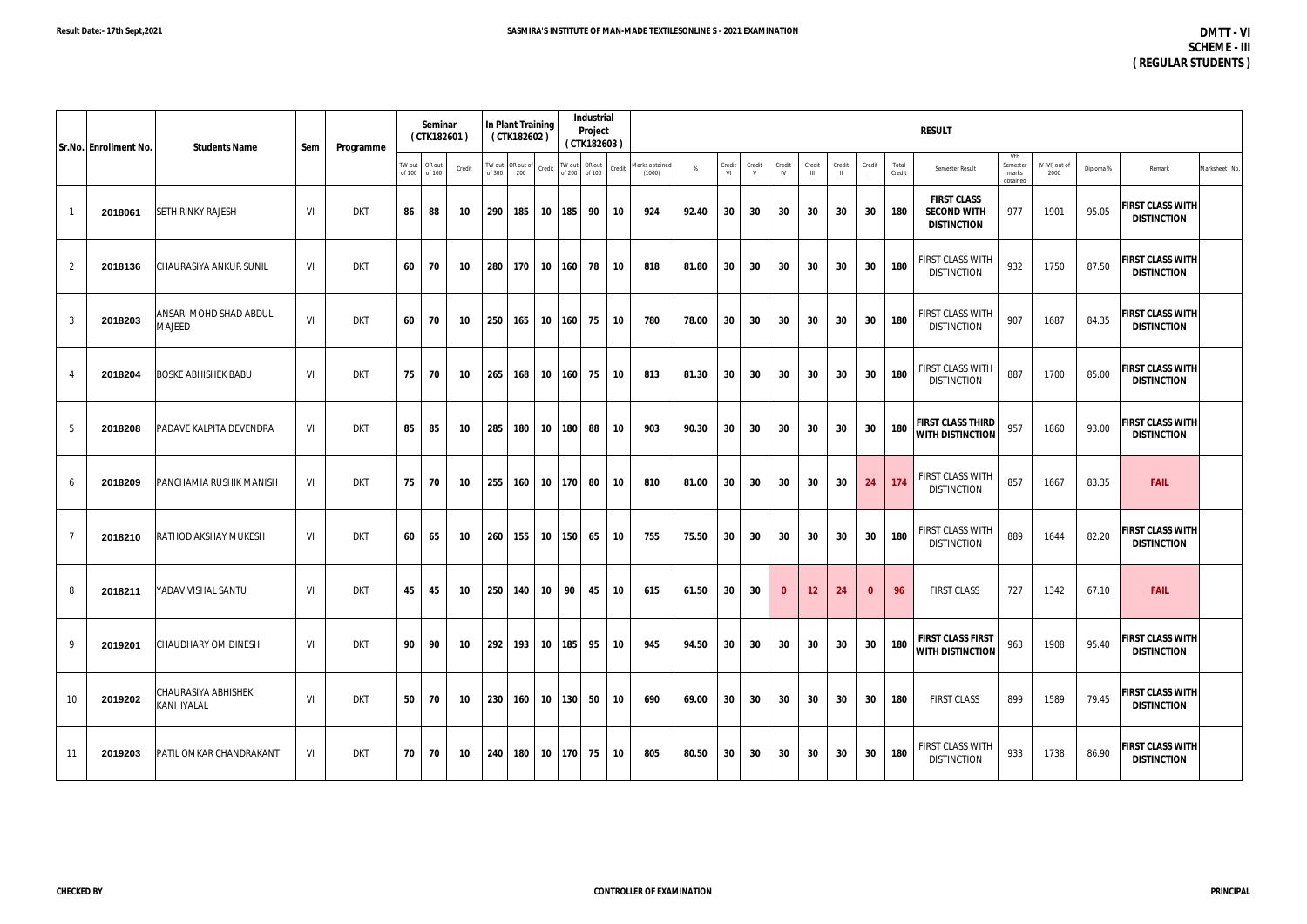Result Date:- 17th Sept,2021

# SASMIRA'S INSTITUTE OF MAN-MADE TEXTILESONLINE S - 2021 EXAMINATION

**DMTT - VI**
**SCHEME - III**
**( REGULAR STUDENTS )**

| Sr.No. | Enrollment No. | Students Name | Sem | Programme | Seminar (CTK182601) | | | In Plant Training (CTK182602) | | | Industrial Project (CTK182603) | | | | | | | | | | | | | RESULT | | | | | |
|---|---|---|---|---|---|---|---|---|---|---|---|---|---|---|---|---|---|---|---|---|---|---|---|---|---|---|---|---|---|
| | | | | | TW out of 100 | OR out of 100 | Credit | TW out of 300 | OR out of 200 | Credit | TW out of 200 | OR out of 100 | Credit | Marks obtained (1000) | % | Credit VI | Credit V | Credit IV | Credit III | Credit II | Credit I | Total Credit | Semester Result | Vth Semester marks obtained | (V+VI) out of 2000 | Diploma % | Remark | Marksheet No. |
| 1 | 2018061 | SETH RINKY RAJESH | VI | DKT | 86 | 88 | 10 | 290 | 185 | 10 | 185 | 90 | 10 | 924 | 92.40 | 30 | 30 | 30 | 30 | 30 | 30 | 180 | FIRST CLASS SECOND WITH DISTINCTION | 977 | 1901 | 95.05 | FIRST CLASS WITH DISTINCTION | |
| 2 | 2018136 | CHAURASIYA ANKUR SUNIL | VI | DKT | 60 | 70 | 10 | 280 | 170 | 10 | 160 | 78 | 10 | 818 | 81.80 | 30 | 30 | 30 | 30 | 30 | 30 | 180 | FIRST CLASS WITH DISTINCTION | 932 | 1750 | 87.50 | FIRST CLASS WITH DISTINCTION | |
| 3 | 2018203 | ANSARI MOHD SHAD ABDUL MAJEED | VI | DKT | 60 | 70 | 10 | 250 | 165 | 10 | 160 | 75 | 10 | 780 | 78.00 | 30 | 30 | 30 | 30 | 30 | 30 | 180 | FIRST CLASS WITH DISTINCTION | 907 | 1687 | 84.35 | FIRST CLASS WITH DISTINCTION | |
| 4 | 2018204 | BOSKE ABHISHEK BABU | VI | DKT | 75 | 70 | 10 | 265 | 168 | 10 | 160 | 75 | 10 | 813 | 81.30 | 30 | 30 | 30 | 30 | 30 | 30 | 180 | FIRST CLASS WITH DISTINCTION | 887 | 1700 | 85.00 | FIRST CLASS WITH DISTINCTION | |
| 5 | 2018208 | PADAVE KALPITA DEVENDRA | VI | DKT | 85 | 85 | 10 | 285 | 180 | 10 | 180 | 88 | 10 | 903 | 90.30 | 30 | 30 | 30 | 30 | 30 | 30 | 180 | FIRST CLASS THIRD WITH DISTINCTION | 957 | 1860 | 93.00 | FIRST CLASS WITH DISTINCTION | |
| 6 | 2018209 | PANCHAMIA RUSHIK MANISH | VI | DKT | 75 | 70 | 10 | 255 | 160 | 10 | 170 | 80 | 10 | 810 | 81.00 | 30 | 30 | 30 | 30 | 30 | 24 | 174 | FIRST CLASS WITH DISTINCTION | 857 | 1667 | 83.35 | FAIL | |
| 7 | 2018210 | RATHOD AKSHAY MUKESH | VI | DKT | 60 | 65 | 10 | 260 | 155 | 10 | 150 | 65 | 10 | 755 | 75.50 | 30 | 30 | 30 | 30 | 30 | 30 | 180 | FIRST CLASS WITH DISTINCTION | 889 | 1644 | 82.20 | FIRST CLASS WITH DISTINCTION | |
| 8 | 2018211 | YADAV VISHAL SANTU | VI | DKT | 45 | 45 | 10 | 250 | 140 | 10 | 90 | 45 | 10 | 615 | 61.50 | 30 | 30 | 0 | 12 | 24 | 0 | 96 | FIRST CLASS | 727 | 1342 | 67.10 | FAIL | |
| 9 | 2019201 | CHAUDHARY OM DINESH | VI | DKT | 90 | 90 | 10 | 292 | 193 | 10 | 185 | 95 | 10 | 945 | 94.50 | 30 | 30 | 30 | 30 | 30 | 30 | 180 | FIRST CLASS FIRST WITH DISTINCTION | 963 | 1908 | 95.40 | FIRST CLASS WITH DISTINCTION | |
| 10 | 2019202 | CHAURASIYA ABHISHEK KANHIYALAL | VI | DKT | 50 | 70 | 10 | 230 | 160 | 10 | 130 | 50 | 10 | 690 | 69.00 | 30 | 30 | 30 | 30 | 30 | 30 | 180 | FIRST CLASS | 899 | 1589 | 79.45 | FIRST CLASS WITH DISTINCTION | |
| 11 | 2019203 | PATIL OMKAR CHANDRAKANT | VI | DKT | 70 | 70 | 10 | 240 | 180 | 10 | 170 | 75 | 10 | 805 | 80.50 | 30 | 30 | 30 | 30 | 30 | 30 | 180 | FIRST CLASS WITH DISTINCTION | 933 | 1738 | 86.90 | FIRST CLASS WITH DISTINCTION | |

CHECKED BY | CONTROLLER OF EXAMINATION | PRINCIPAL